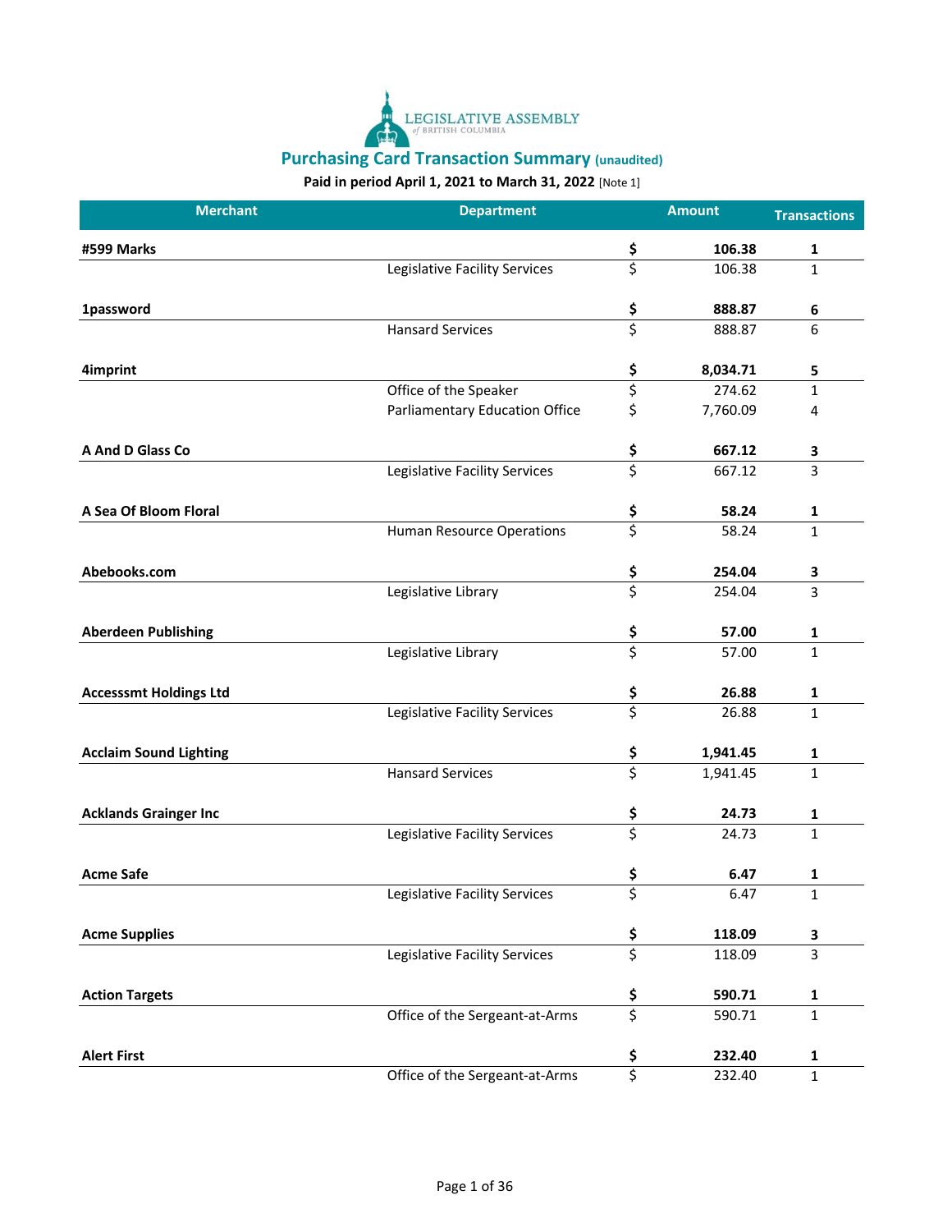LEGISLATIVE ASSEMBLY of BRITISH COLUMBIA

# Purchasing Card Transaction Summary (unaudited)

**Paid in period April 1, 2021 to March 31, 2022** [Note 1]

| Merchant | Department | | Amount | Transactions |
|---|---|---|---|---|
| **#599 Marks** | | **$** | **106.38** | **1** |
| | Legislative Facility Services | $ | 106.38 | 1 |
| **1password** | | **$** | **888.87** | **6** |
| | Hansard Services | $ | 888.87 | 6 |
| **4imprint** | | **$** | **8,034.71** | **5** |
| | Office of the Speaker | $ | 274.62 | 1 |
| | Parliamentary Education Office | $ | 7,760.09 | 4 |
| **A And D Glass Co** | | **$** | **667.12** | **3** |
| | Legislative Facility Services | $ | 667.12 | 3 |
| **A Sea Of Bloom Floral** | | **$** | **58.24** | **1** |
| | Human Resource Operations | $ | 58.24 | 1 |
| **Abebooks.com** | | **$** | **254.04** | **3** |
| | Legislative Library | $ | 254.04 | 3 |
| **Aberdeen Publishing** | | **$** | **57.00** | **1** |
| | Legislative Library | $ | 57.00 | 1 |
| **Accesssmt Holdings Ltd** | | **$** | **26.88** | **1** |
| | Legislative Facility Services | $ | 26.88 | 1 |
| **Acclaim Sound Lighting** | | **$** | **1,941.45** | **1** |
| | Hansard Services | $ | 1,941.45 | 1 |
| **Acklands Grainger Inc** | | **$** | **24.73** | **1** |
| | Legislative Facility Services | $ | 24.73 | 1 |
| **Acme Safe** | | **$** | **6.47** | **1** |
| | Legislative Facility Services | $ | 6.47 | 1 |
| **Acme Supplies** | | **$** | **118.09** | **3** |
| | Legislative Facility Services | $ | 118.09 | 3 |
| **Action Targets** | | **$** | **590.71** | **1** |
| | Office of the Sergeant-at-Arms | $ | 590.71 | 1 |
| **Alert First** | | **$** | **232.40** | **1** |
| | Office of the Sergeant-at-Arms | $ | 232.40 | 1 |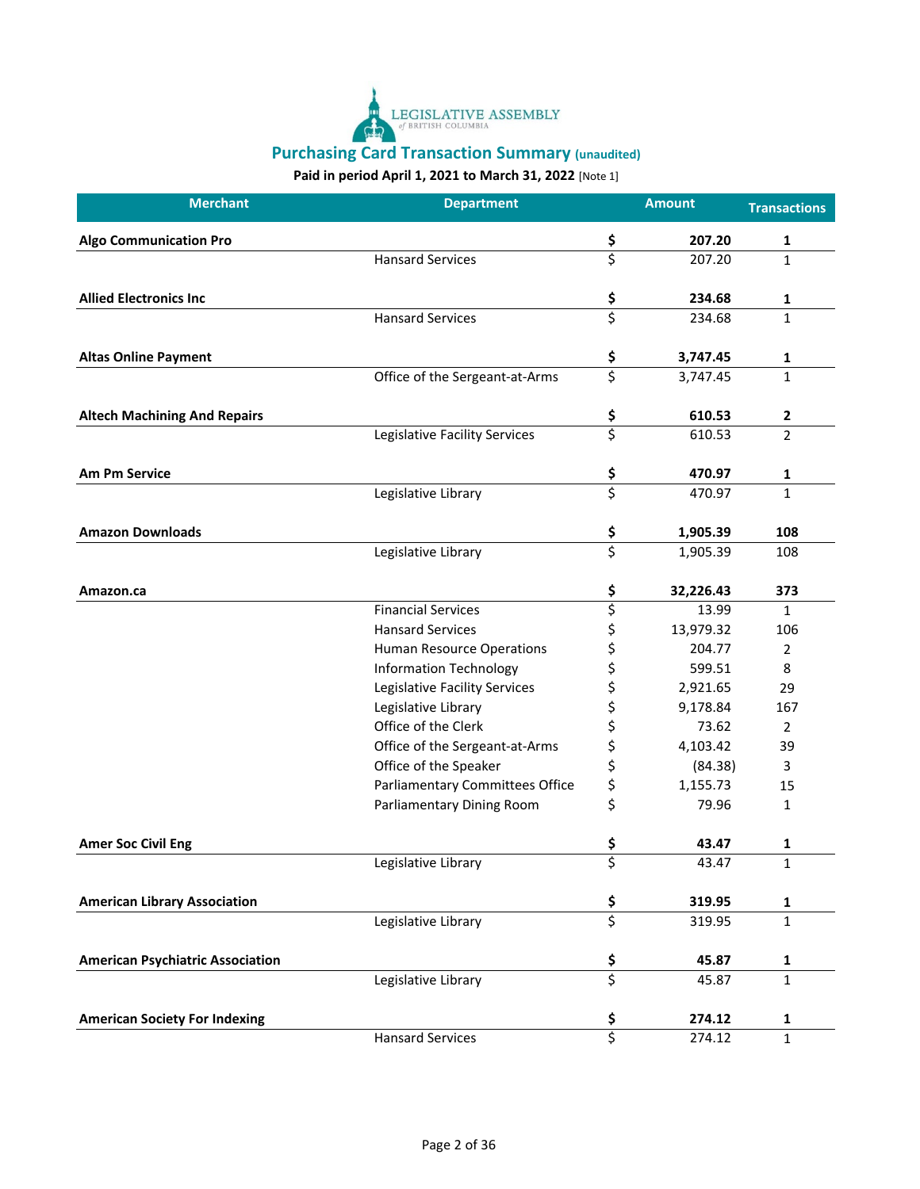LEGISLATIVE ASSEMBLY of BRITISH COLUMBIA

## Purchasing Card Transaction Summary (unaudited)

**Paid in period April 1, 2021 to March 31, 2022** [Note 1]

| Merchant | Department | | Amount | Transactions |
|---|---|---|---|---|
| **Algo Communication Pro** | | **$** | **207.20** | **1** |
| | Hansard Services | $ | 207.20 | 1 |
| **Allied Electronics Inc** | | **$** | **234.68** | **1** |
| | Hansard Services | $ | 234.68 | 1 |
| **Altas Online Payment** | | **$** | **3,747.45** | **1** |
| | Office of the Sergeant-at-Arms | $ | 3,747.45 | 1 |
| **Altech Machining And Repairs** | | **$** | **610.53** | **2** |
| | Legislative Facility Services | $ | 610.53 | 2 |
| **Am Pm Service** | | **$** | **470.97** | **1** |
| | Legislative Library | $ | 470.97 | 1 |
| **Amazon Downloads** | | **$** | **1,905.39** | **108** |
| | Legislative Library | $ | 1,905.39 | 108 |
| **Amazon.ca** | | **$** | **32,226.43** | **373** |
| | Financial Services | $ | 13.99 | 1 |
| | Hansard Services | $ | 13,979.32 | 106 |
| | Human Resource Operations | $ | 204.77 | 2 |
| | Information Technology | $ | 599.51 | 8 |
| | Legislative Facility Services | $ | 2,921.65 | 29 |
| | Legislative Library | $ | 9,178.84 | 167 |
| | Office of the Clerk | $ | 73.62 | 2 |
| | Office of the Sergeant-at-Arms | $ | 4,103.42 | 39 |
| | Office of the Speaker | $ | (84.38) | 3 |
| | Parliamentary Committees Office | $ | 1,155.73 | 15 |
| | Parliamentary Dining Room | $ | 79.96 | 1 |
| **Amer Soc Civil Eng** | | **$** | **43.47** | **1** |
| | Legislative Library | $ | 43.47 | 1 |
| **American Library Association** | | **$** | **319.95** | **1** |
| | Legislative Library | $ | 319.95 | 1 |
| **American Psychiatric Association** | | **$** | **45.87** | **1** |
| | Legislative Library | $ | 45.87 | 1 |
| **American Society For Indexing** | | **$** | **274.12** | **1** |
| | Hansard Services | $ | 274.12 | 1 |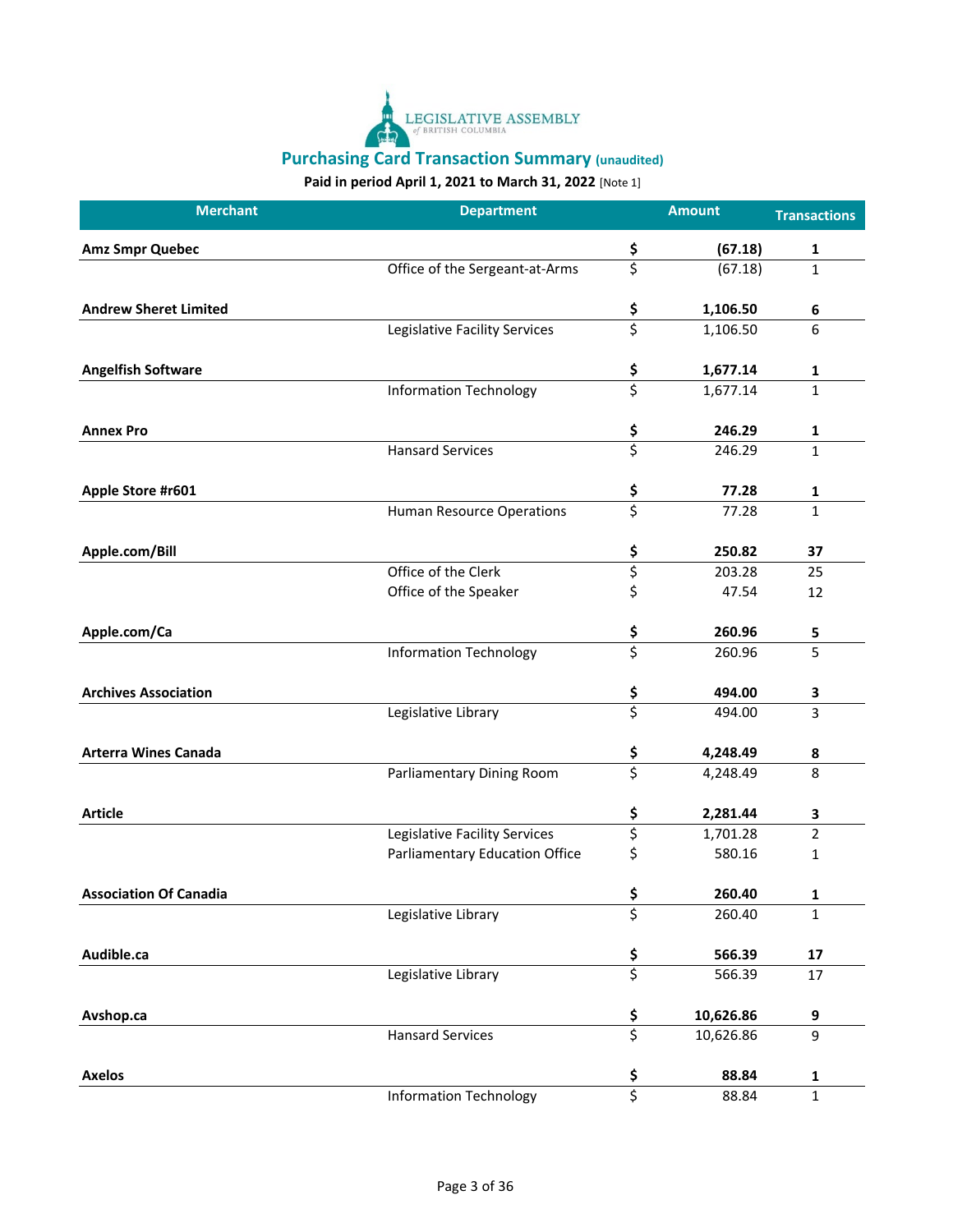## Purchasing Card Transaction Summary (unaudited)

**Paid in period April 1, 2021 to March 31, 2022** [Note 1]

| Merchant | Department | | Amount | Transactions |
|---|---|---|---|---|
| **Amz Smpr Quebec** | | **$** | **(67.18)** | **1** |
| | Office of the Sergeant-at-Arms | $ | (67.18) | 1 |
| **Andrew Sheret Limited** | | **$** | **1,106.50** | **6** |
| | Legislative Facility Services | $ | 1,106.50 | 6 |
| **Angelfish Software** | | **$** | **1,677.14** | **1** |
| | Information Technology | $ | 1,677.14 | 1 |
| **Annex Pro** | | **$** | **246.29** | **1** |
| | Hansard Services | $ | 246.29 | 1 |
| **Apple Store #r601** | | **$** | **77.28** | **1** |
| | Human Resource Operations | $ | 77.28 | 1 |
| **Apple.com/Bill** | | **$** | **250.82** | **37** |
| | Office of the Clerk | $ | 203.28 | 25 |
| | Office of the Speaker | $ | 47.54 | 12 |
| **Apple.com/Ca** | | **$** | **260.96** | **5** |
| | Information Technology | $ | 260.96 | 5 |
| **Archives Association** | | **$** | **494.00** | **3** |
| | Legislative Library | $ | 494.00 | 3 |
| **Arterra Wines Canada** | | **$** | **4,248.49** | **8** |
| | Parliamentary Dining Room | $ | 4,248.49 | 8 |
| **Article** | | **$** | **2,281.44** | **3** |
| | Legislative Facility Services | $ | 1,701.28 | 2 |
| | Parliamentary Education Office | $ | 580.16 | 1 |
| **Association Of Canada** | | **$** | **260.40** | **1** |
| | Legislative Library | $ | 260.40 | 1 |
| **Audible.ca** | | **$** | **566.39** | **17** |
| | Legislative Library | $ | 566.39 | 17 |
| **Avshop.ca** | | **$** | **10,626.86** | **9** |
| | Hansard Services | $ | 10,626.86 | 9 |
| **Axelos** | | **$** | **88.84** | **1** |
| | Information Technology | $ | 88.84 | 1 |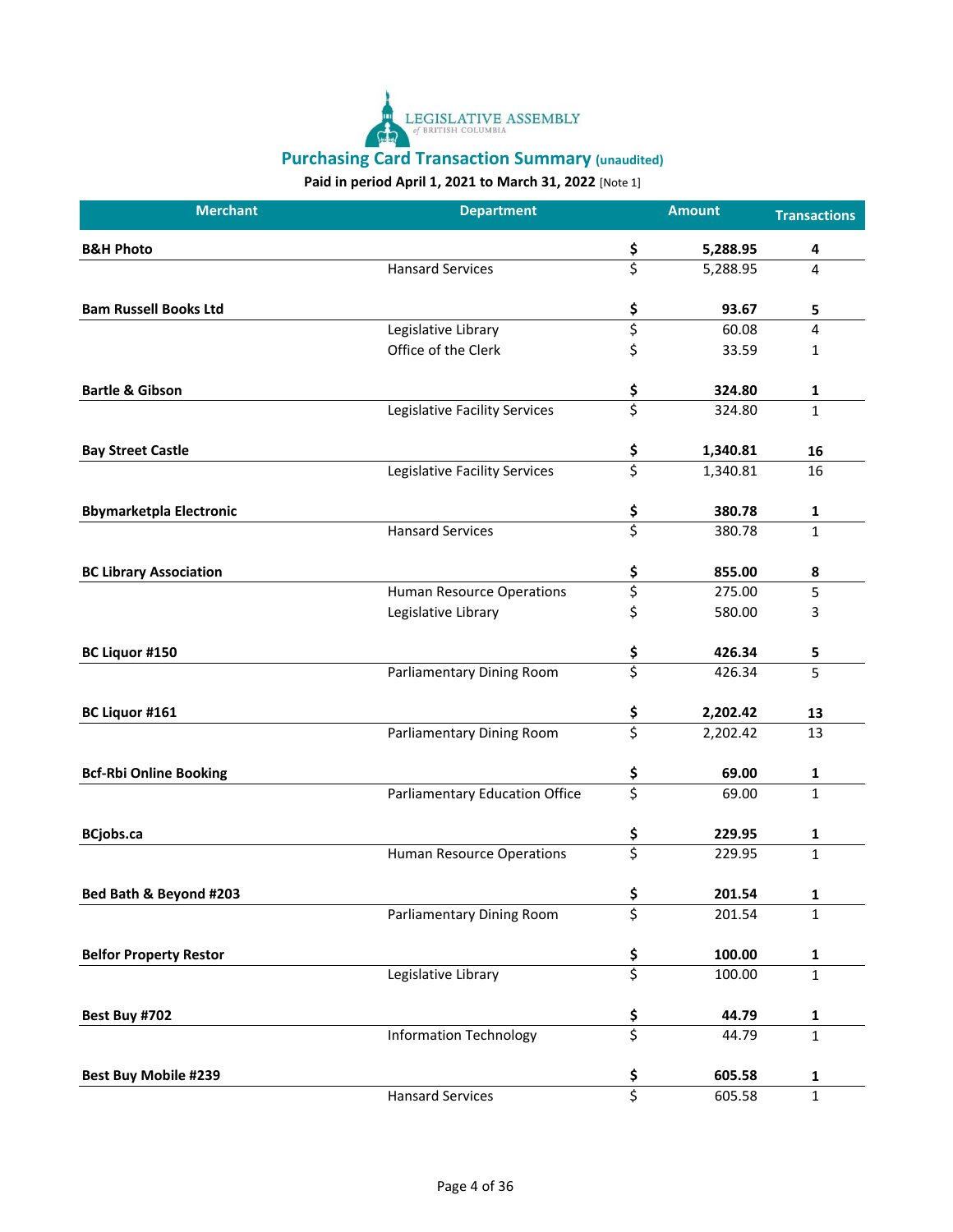LEGISLATIVE ASSEMBLY of BRITISH COLUMBIA

## Purchasing Card Transaction Summary (unaudited)

**Paid in period April 1, 2021 to March 31, 2022** [Note 1]

| Merchant | Department | | Amount | Transactions |
|---|---|---|---|---|
| **B&H Photo** | | **$** | **5,288.95** | **4** |
| | Hansard Services | $ | 5,288.95 | 4 |
| **Bam Russell Books Ltd** | | **$** | **93.67** | **5** |
| | Legislative Library | $ | 60.08 | 4 |
| | Office of the Clerk | $ | 33.59 | 1 |
| **Bartle & Gibson** | | **$** | **324.80** | **1** |
| | Legislative Facility Services | $ | 324.80 | 1 |
| **Bay Street Castle** | | **$** | **1,340.81** | **16** |
| | Legislative Facility Services | $ | 1,340.81 | 16 |
| **Bbymarketpla Electronic** | | **$** | **380.78** | **1** |
| | Hansard Services | $ | 380.78 | 1 |
| **BC Library Association** | | **$** | **855.00** | **8** |
| | Human Resource Operations | $ | 275.00 | 5 |
| | Legislative Library | $ | 580.00 | 3 |
| **BC Liquor #150** | | **$** | **426.34** | **5** |
| | Parliamentary Dining Room | $ | 426.34 | 5 |
| **BC Liquor #161** | | **$** | **2,202.42** | **13** |
| | Parliamentary Dining Room | $ | 2,202.42 | 13 |
| **Bcf-Rbi Online Booking** | | **$** | **69.00** | **1** |
| | Parliamentary Education Office | $ | 69.00 | 1 |
| **BCjobs.ca** | | **$** | **229.95** | **1** |
| | Human Resource Operations | $ | 229.95 | 1 |
| **Bed Bath & Beyond #203** | | **$** | **201.54** | **1** |
| | Parliamentary Dining Room | $ | 201.54 | 1 |
| **Belfor Property Restor** | | **$** | **100.00** | **1** |
| | Legislative Library | $ | 100.00 | 1 |
| **Best Buy #702** | | **$** | **44.79** | **1** |
| | Information Technology | $ | 44.79 | 1 |
| **Best Buy Mobile #239** | | **$** | **605.58** | **1** |
| | Hansard Services | $ | 605.58 | 1 |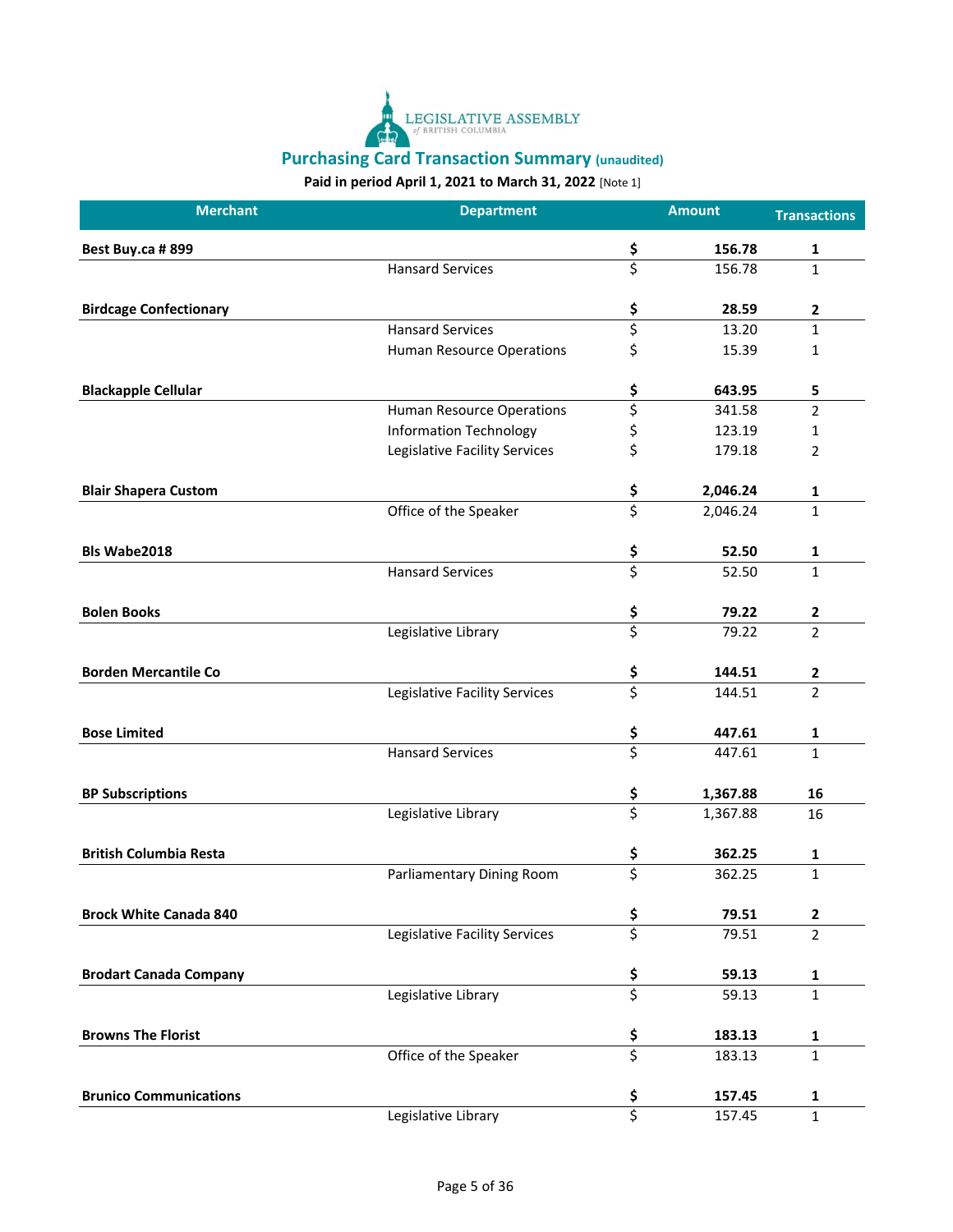LEGISLATIVE ASSEMBLY
of BRITISH COLUMBIA

## Purchasing Card Transaction Summary (unaudited)

**Paid in period April 1, 2021 to March 31, 2022** [Note 1]

| Merchant | Department | | Amount | Transactions |
|---|---|---|---|---|
| **Best Buy.ca # 899** | | **$** | **156.78** | **1** |
| | Hansard Services | $ | 156.78 | 1 |
| **Birdcage Confectionary** | | **$** | **28.59** | **2** |
| | Hansard Services | $ | 13.20 | 1 |
| | Human Resource Operations | $ | 15.39 | 1 |
| **Blackapple Cellular** | | **$** | **643.95** | **5** |
| | Human Resource Operations | $ | 341.58 | 2 |
| | Information Technology | $ | 123.19 | 1 |
| | Legislative Facility Services | $ | 179.18 | 2 |
| **Blair Shapera Custom** | | **$** | **2,046.24** | **1** |
| | Office of the Speaker | $ | 2,046.24 | 1 |
| **Bls Wabe2018** | | **$** | **52.50** | **1** |
| | Hansard Services | $ | 52.50 | 1 |
| **Bolen Books** | | **$** | **79.22** | **2** |
| | Legislative Library | $ | 79.22 | 2 |
| **Borden Mercantile Co** | | **$** | **144.51** | **2** |
| | Legislative Facility Services | $ | 144.51 | 2 |
| **Bose Limited** | | **$** | **447.61** | **1** |
| | Hansard Services | $ | 447.61 | 1 |
| **BP Subscriptions** | | **$** | **1,367.88** | **16** |
| | Legislative Library | $ | 1,367.88 | 16 |
| **British Columbia Resta** | | **$** | **362.25** | **1** |
| | Parliamentary Dining Room | $ | 362.25 | 1 |
| **Brock White Canada 840** | | **$** | **79.51** | **2** |
| | Legislative Facility Services | $ | 79.51 | 2 |
| **Brodart Canada Company** | | **$** | **59.13** | **1** |
| | Legislative Library | $ | 59.13 | 1 |
| **Browns The Florist** | | **$** | **183.13** | **1** |
| | Office of the Speaker | $ | 183.13 | 1 |
| **Brunico Communications** | | **$** | **157.45** | **1** |
| | Legislative Library | $ | 157.45 | 1 |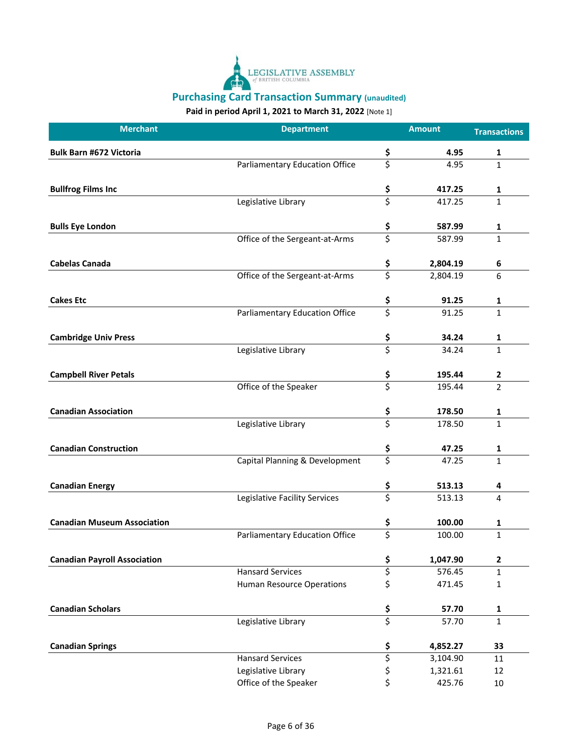LEGISLATIVE ASSEMBLY of BRITISH COLUMBIA

## Purchasing Card Transaction Summary (unaudited)

**Paid in period April 1, 2021 to March 31, 2022** [Note 1]

| Merchant | Department | | Amount | Transactions |
|---|---|---|---|---|
| **Bulk Barn #672 Victoria** | | **$** | **4.95** | **1** |
| | Parliamentary Education Office | $ | 4.95 | 1 |
| **Bullfrog Films Inc** | | **$** | **417.25** | **1** |
| | Legislative Library | $ | 417.25 | 1 |
| **Bulls Eye London** | | **$** | **587.99** | **1** |
| | Office of the Sergeant-at-Arms | $ | 587.99 | 1 |
| **Cabelas Canada** | | **$** | **2,804.19** | **6** |
| | Office of the Sergeant-at-Arms | $ | 2,804.19 | 6 |
| **Cakes Etc** | | **$** | **91.25** | **1** |
| | Parliamentary Education Office | $ | 91.25 | 1 |
| **Cambridge Univ Press** | | **$** | **34.24** | **1** |
| | Legislative Library | $ | 34.24 | 1 |
| **Campbell River Petals** | | **$** | **195.44** | **2** |
| | Office of the Speaker | $ | 195.44 | 2 |
| **Canadian Association** | | **$** | **178.50** | **1** |
| | Legislative Library | $ | 178.50 | 1 |
| **Canadian Construction** | | **$** | **47.25** | **1** |
| | Capital Planning & Development | $ | 47.25 | 1 |
| **Canadian Energy** | | **$** | **513.13** | **4** |
| | Legislative Facility Services | $ | 513.13 | 4 |
| **Canadian Museum Association** | | **$** | **100.00** | **1** |
| | Parliamentary Education Office | $ | 100.00 | 1 |
| **Canadian Payroll Association** | | **$** | **1,047.90** | **2** |
| | Hansard Services | $ | 576.45 | 1 |
| | Human Resource Operations | $ | 471.45 | 1 |
| **Canadian Scholars** | | **$** | **57.70** | **1** |
| | Legislative Library | $ | 57.70 | 1 |
| **Canadian Springs** | | **$** | **4,852.27** | **33** |
| | Hansard Services | $ | 3,104.90 | 11 |
| | Legislative Library | $ | 1,321.61 | 12 |
| | Office of the Speaker | $ | 425.76 | 10 |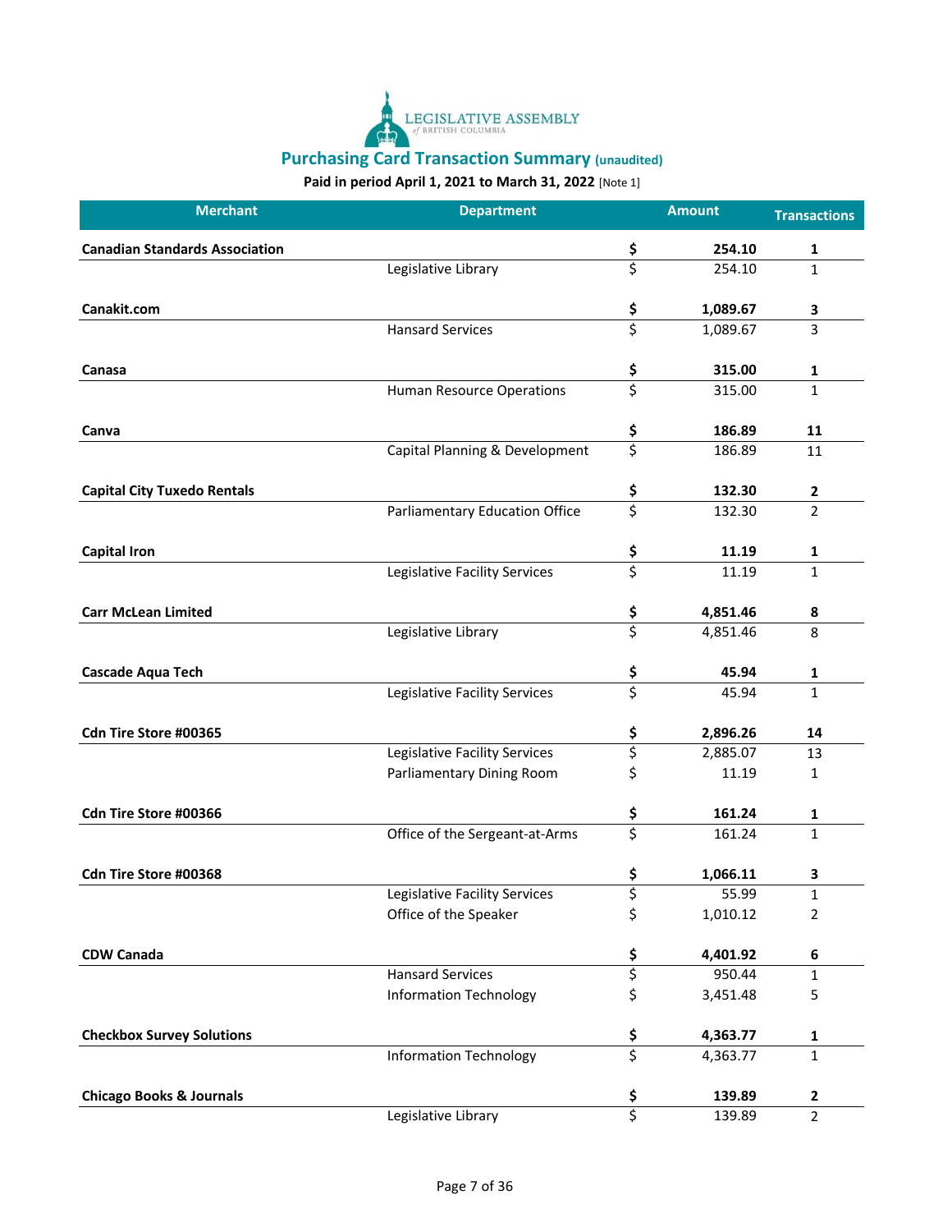LEGISLATIVE ASSEMBLY
of BRITISH COLUMBIA

## Purchasing Card Transaction Summary (unaudited)

**Paid in period April 1, 2021 to March 31, 2022** [Note 1]

| Merchant | Department | Amount | Transactions |
|---|---|---|---|
| **Canadian Standards Association** | | **$ 254.10** | **1** |
| | Legislative Library | $ 254.10 | 1 |
| **Canakit.com** | | **$ 1,089.67** | **3** |
| | Hansard Services | $ 1,089.67 | 3 |
| **Canasa** | | **$ 315.00** | **1** |
| | Human Resource Operations | $ 315.00 | 1 |
| **Canva** | | **$ 186.89** | **11** |
| | Capital Planning & Development | $ 186.89 | 11 |
| **Capital City Tuxedo Rentals** | | **$ 132.30** | **2** |
| | Parliamentary Education Office | $ 132.30 | 2 |
| **Capital Iron** | | **$ 11.19** | **1** |
| | Legislative Facility Services | $ 11.19 | 1 |
| **Carr McLean Limited** | | **$ 4,851.46** | **8** |
| | Legislative Library | $ 4,851.46 | 8 |
| **Cascade Aqua Tech** | | **$ 45.94** | **1** |
| | Legislative Facility Services | $ 45.94 | 1 |
| **Cdn Tire Store #00365** | | **$ 2,896.26** | **14** |
| | Legislative Facility Services | $ 2,885.07 | 13 |
| | Parliamentary Dining Room | $ 11.19 | 1 |
| **Cdn Tire Store #00366** | | **$ 161.24** | **1** |
| | Office of the Sergeant-at-Arms | $ 161.24 | 1 |
| **Cdn Tire Store #00368** | | **$ 1,066.11** | **3** |
| | Legislative Facility Services | $ 55.99 | 1 |
| | Office of the Speaker | $ 1,010.12 | 2 |
| **CDW Canada** | | **$ 4,401.92** | **6** |
| | Hansard Services | $ 950.44 | 1 |
| | Information Technology | $ 3,451.48 | 5 |
| **Checkbox Survey Solutions** | | **$ 4,363.77** | **1** |
| | Information Technology | $ 4,363.77 | 1 |
| **Chicago Books & Journals** | | **$ 139.89** | **2** |
| | Legislative Library | $ 139.89 | 2 |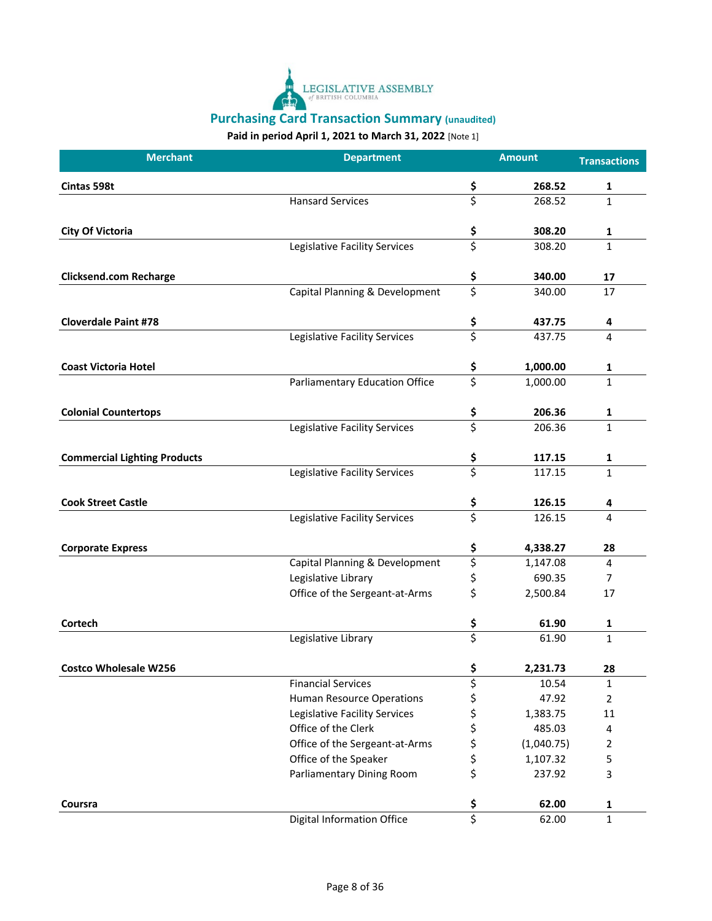LEGISLATIVE ASSEMBLY of BRITISH COLUMBIA

# Purchasing Card Transaction Summary (unaudited)

**Paid in period April 1, 2021 to March 31, 2022** [Note 1]

| Merchant | Department | Amount | Transactions |
|---|---|---|---|
| **Cintas 598t** | | **$ 268.52** | **1** |
| | Hansard Services | $ 268.52 | 1 |
| **City Of Victoria** | | **$ 308.20** | **1** |
| | Legislative Facility Services | $ 308.20 | 1 |
| **Clicksend.com Recharge** | | **$ 340.00** | **17** |
| | Capital Planning & Development | $ 340.00 | 17 |
| **Cloverdale Paint #78** | | **$ 437.75** | **4** |
| | Legislative Facility Services | $ 437.75 | 4 |
| **Coast Victoria Hotel** | | **$ 1,000.00** | **1** |
| | Parliamentary Education Office | $ 1,000.00 | 1 |
| **Colonial Countertops** | | **$ 206.36** | **1** |
| | Legislative Facility Services | $ 206.36 | 1 |
| **Commercial Lighting Products** | | **$ 117.15** | **1** |
| | Legislative Facility Services | $ 117.15 | 1 |
| **Cook Street Castle** | | **$ 126.15** | **4** |
| | Legislative Facility Services | $ 126.15 | 4 |
| **Corporate Express** | | **$ 4,338.27** | **28** |
| | Capital Planning & Development | $ 1,147.08 | 4 |
| | Legislative Library | $ 690.35 | 7 |
| | Office of the Sergeant-at-Arms | $ 2,500.84 | 17 |
| **Cortech** | | **$ 61.90** | **1** |
| | Legislative Library | $ 61.90 | 1 |
| **Costco Wholesale W256** | | **$ 2,231.73** | **28** |
| | Financial Services | $ 10.54 | 1 |
| | Human Resource Operations | $ 47.92 | 2 |
| | Legislative Facility Services | $ 1,383.75 | 11 |
| | Office of the Clerk | $ 485.03 | 4 |
| | Office of the Sergeant-at-Arms | $ (1,040.75) | 2 |
| | Office of the Speaker | $ 1,107.32 | 5 |
| | Parliamentary Dining Room | $ 237.92 | 3 |
| **Coursra** | | **$ 62.00** | **1** |
| | Digital Information Office | $ 62.00 | 1 |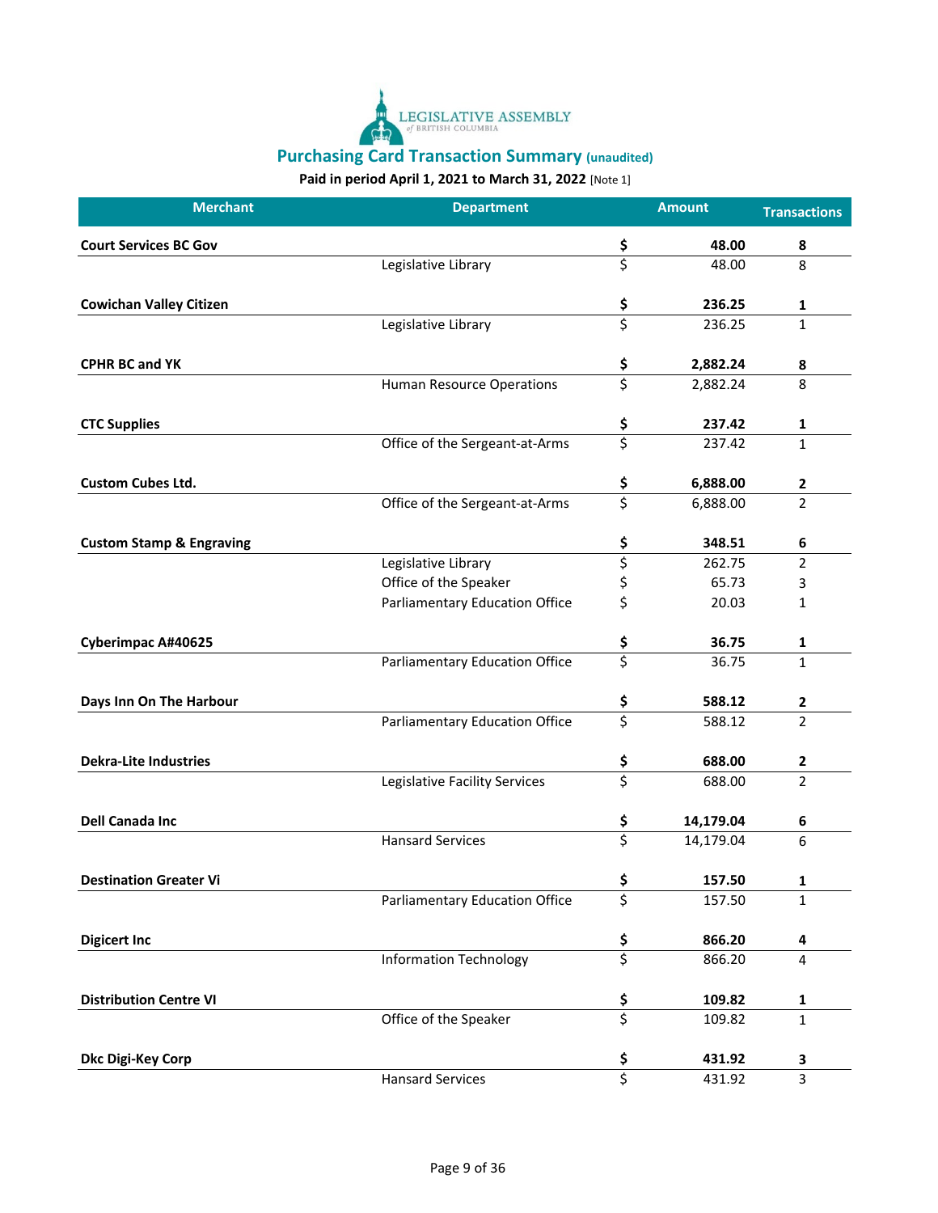LEGISLATIVE ASSEMBLY of BRITISH COLUMBIA

## Purchasing Card Transaction Summary (unaudited)

**Paid in period April 1, 2021 to March 31, 2022** [Note 1]

| Merchant | Department | Amount | Transactions |
|---|---|---|---|
| **Court Services BC Gov** | | **$ 48.00** | **8** |
| | Legislative Library | $ 48.00 | 8 |
| **Cowichan Valley Citizen** | | **$ 236.25** | **1** |
| | Legislative Library | $ 236.25 | 1 |
| **CPHR BC and YK** | | **$ 2,882.24** | **8** |
| | Human Resource Operations | $ 2,882.24 | 8 |
| **CTC Supplies** | | **$ 237.42** | **1** |
| | Office of the Sergeant-at-Arms | $ 237.42 | 1 |
| **Custom Cubes Ltd.** | | **$ 6,888.00** | **2** |
| | Office of the Sergeant-at-Arms | $ 6,888.00 | 2 |
| **Custom Stamp & Engraving** | | **$ 348.51** | **6** |
| | Legislative Library | $ 262.75 | 2 |
| | Office of the Speaker | $ 65.73 | 3 |
| | Parliamentary Education Office | $ 20.03 | 1 |
| **Cyberimpac A#40625** | | **$ 36.75** | **1** |
| | Parliamentary Education Office | $ 36.75 | 1 |
| **Days Inn On The Harbour** | | **$ 588.12** | **2** |
| | Parliamentary Education Office | $ 588.12 | 2 |
| **Dekra-Lite Industries** | | **$ 688.00** | **2** |
| | Legislative Facility Services | $ 688.00 | 2 |
| **Dell Canada Inc** | | **$ 14,179.04** | **6** |
| | Hansard Services | $ 14,179.04 | 6 |
| **Destination Greater Vi** | | **$ 157.50** | **1** |
| | Parliamentary Education Office | $ 157.50 | 1 |
| **Digicert Inc** | | **$ 866.20** | **4** |
| | Information Technology | $ 866.20 | 4 |
| **Distribution Centre VI** | | **$ 109.82** | **1** |
| | Office of the Speaker | $ 109.82 | 1 |
| **Dkc Digi-Key Corp** | | **$ 431.92** | **3** |
| | Hansard Services | $ 431.92 | 3 |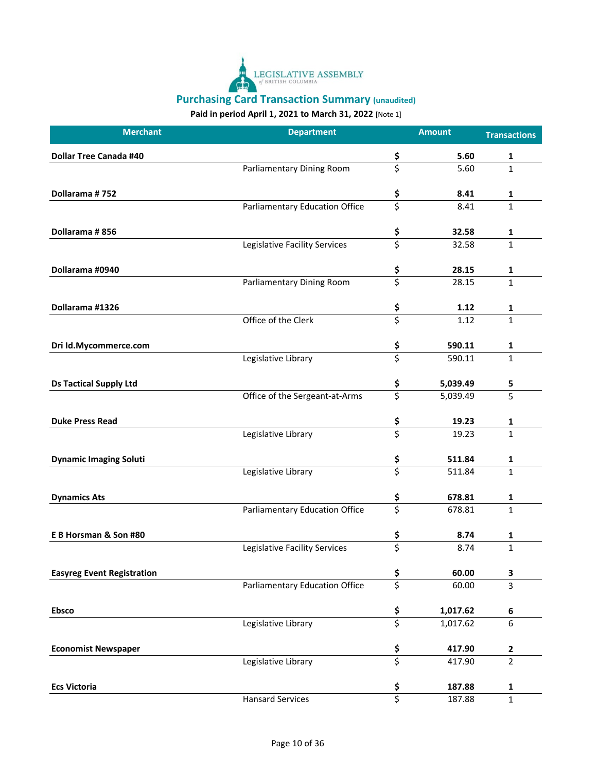LEGISLATIVE ASSEMBLY *of* BRITISH COLUMBIA

## Purchasing Card Transaction Summary (unaudited)

**Paid in period April 1, 2021 to March 31, 2022** [Note 1]

| Merchant | Department | | Amount | Transactions |
|---|---|---|---|---|
| **Dollar Tree Canada #40** | | **$** | **5.60** | **1** |
| | Parliamentary Dining Room | $ | 5.60 | 1 |
| **Dollarama # 752** | | **$** | **8.41** | **1** |
| | Parliamentary Education Office | $ | 8.41 | 1 |
| **Dollarama # 856** | | **$** | **32.58** | **1** |
| | Legislative Facility Services | $ | 32.58 | 1 |
| **Dollarama #0940** | | **$** | **28.15** | **1** |
| | Parliamentary Dining Room | $ | 28.15 | 1 |
| **Dollarama #1326** | | **$** | **1.12** | **1** |
| | Office of the Clerk | $ | 1.12 | 1 |
| **Dri Id.Mycommerce.com** | | **$** | **590.11** | **1** |
| | Legislative Library | $ | 590.11 | 1 |
| **Ds Tactical Supply Ltd** | | **$** | **5,039.49** | **5** |
| | Office of the Sergeant-at-Arms | $ | 5,039.49 | 5 |
| **Duke Press Read** | | **$** | **19.23** | **1** |
| | Legislative Library | $ | 19.23 | 1 |
| **Dynamic Imaging Soluti** | | **$** | **511.84** | **1** |
| | Legislative Library | $ | 511.84 | 1 |
| **Dynamics Ats** | | **$** | **678.81** | **1** |
| | Parliamentary Education Office | $ | 678.81 | 1 |
| **E B Horsman & Son #80** | | **$** | **8.74** | **1** |
| | Legislative Facility Services | $ | 8.74 | 1 |
| **Easyreg Event Registration** | | **$** | **60.00** | **3** |
| | Parliamentary Education Office | $ | 60.00 | 3 |
| **Ebsco** | | **$** | **1,017.62** | **6** |
| | Legislative Library | $ | 1,017.62 | 6 |
| **Economist Newspaper** | | **$** | **417.90** | **2** |
| | Legislative Library | $ | 417.90 | 2 |
| **Ecs Victoria** | | **$** | **187.88** | **1** |
| | Hansard Services | $ | 187.88 | 1 |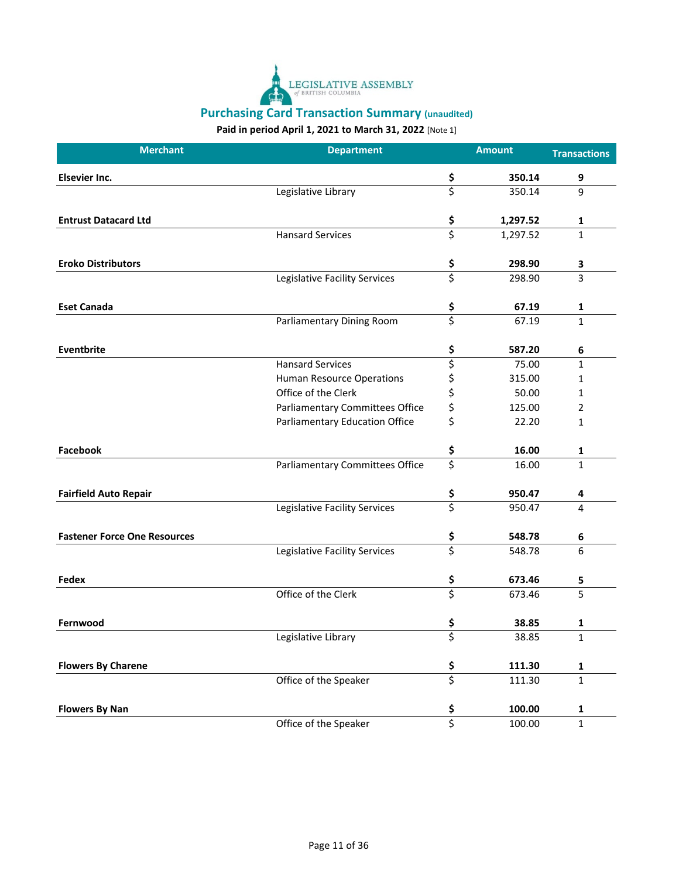LEGISLATIVE ASSEMBLY of BRITISH COLUMBIA

## Purchasing Card Transaction Summary (unaudited)

**Paid in period April 1, 2021 to March 31, 2022** [Note 1]

| Merchant | Department | | Amount | Transactions |
|---|---|---|---|---|
| **Elsevier Inc.** | | **$** | **350.14** | **9** |
| | Legislative Library | $ | 350.14 | 9 |
| **Entrust Datacard Ltd** | | **$** | **1,297.52** | **1** |
| | Hansard Services | $ | 1,297.52 | 1 |
| **Eroko Distributors** | | **$** | **298.90** | **3** |
| | Legislative Facility Services | $ | 298.90 | 3 |
| **Eset Canada** | | **$** | **67.19** | **1** |
| | Parliamentary Dining Room | $ | 67.19 | 1 |
| **Eventbrite** | | **$** | **587.20** | **6** |
| | Hansard Services | $ | 75.00 | 1 |
| | Human Resource Operations | $ | 315.00 | 1 |
| | Office of the Clerk | $ | 50.00 | 1 |
| | Parliamentary Committees Office | $ | 125.00 | 2 |
| | Parliamentary Education Office | $ | 22.20 | 1 |
| **Facebook** | | **$** | **16.00** | **1** |
| | Parliamentary Committees Office | $ | 16.00 | 1 |
| **Fairfield Auto Repair** | | **$** | **950.47** | **4** |
| | Legislative Facility Services | $ | 950.47 | 4 |
| **Fastener Force One Resources** | | **$** | **548.78** | **6** |
| | Legislative Facility Services | $ | 548.78 | 6 |
| **Fedex** | | **$** | **673.46** | **5** |
| | Office of the Clerk | $ | 673.46 | 5 |
| **Fernwood** | | **$** | **38.85** | **1** |
| | Legislative Library | $ | 38.85 | 1 |
| **Flowers By Charene** | | **$** | **111.30** | **1** |
| | Office of the Speaker | $ | 111.30 | 1 |
| **Flowers By Nan** | | **$** | **100.00** | **1** |
| | Office of the Speaker | $ | 100.00 | 1 |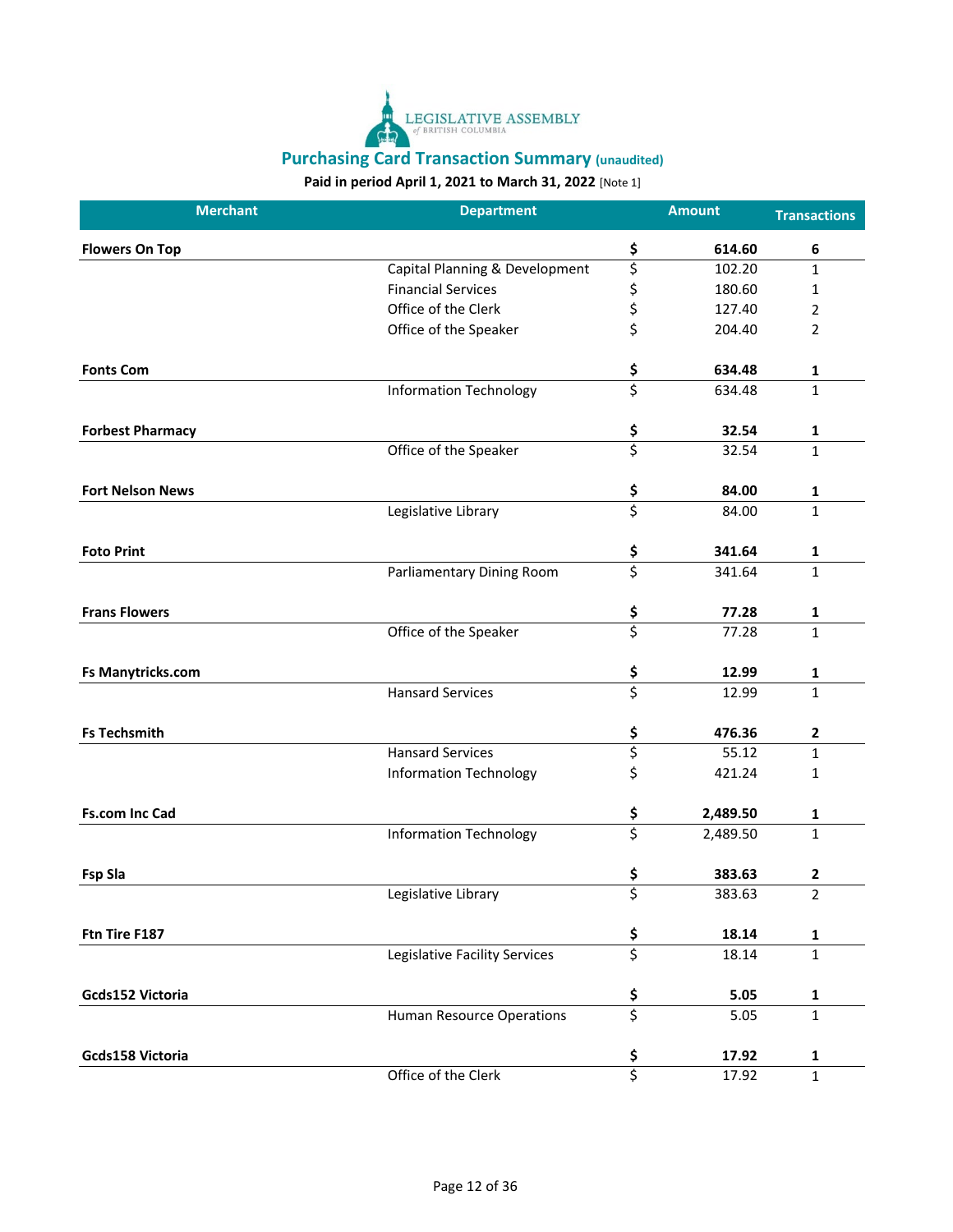LEGISLATIVE ASSEMBLY of BRITISH COLUMBIA

## Purchasing Card Transaction Summary (unaudited)

**Paid in period April 1, 2021 to March 31, 2022** [Note 1]

| Merchant | Department | Amount | Transactions |
|---|---|---|---|
| **Flowers On Top** | | **$ 614.60** | **6** |
| | Capital Planning & Development | $ 102.20 | 1 |
| | Financial Services | $ 180.60 | 1 |
| | Office of the Clerk | $ 127.40 | 2 |
| | Office of the Speaker | $ 204.40 | 2 |
| **Fonts Com** | | **$ 634.48** | **1** |
| | Information Technology | $ 634.48 | 1 |
| **Forbest Pharmacy** | | **$ 32.54** | **1** |
| | Office of the Speaker | $ 32.54 | 1 |
| **Fort Nelson News** | | **$ 84.00** | **1** |
| | Legislative Library | $ 84.00 | 1 |
| **Foto Print** | | **$ 341.64** | **1** |
| | Parliamentary Dining Room | $ 341.64 | 1 |
| **Frans Flowers** | | **$ 77.28** | **1** |
| | Office of the Speaker | $ 77.28 | 1 |
| **Fs Manytricks.com** | | **$ 12.99** | **1** |
| | Hansard Services | $ 12.99 | 1 |
| **Fs Techsmith** | | **$ 476.36** | **2** |
| | Hansard Services | $ 55.12 | 1 |
| | Information Technology | $ 421.24 | 1 |
| **Fs.com Inc Cad** | | **$ 2,489.50** | **1** |
| | Information Technology | $ 2,489.50 | 1 |
| **Fsp Sla** | | **$ 383.63** | **2** |
| | Legislative Library | $ 383.63 | 2 |
| **Ftn Tire F187** | | **$ 18.14** | **1** |
| | Legislative Facility Services | $ 18.14 | 1 |
| **Gcds152 Victoria** | | **$ 5.05** | **1** |
| | Human Resource Operations | $ 5.05 | 1 |
| **Gcds158 Victoria** | | **$ 17.92** | **1** |
| | Office of the Clerk | $ 17.92 | 1 |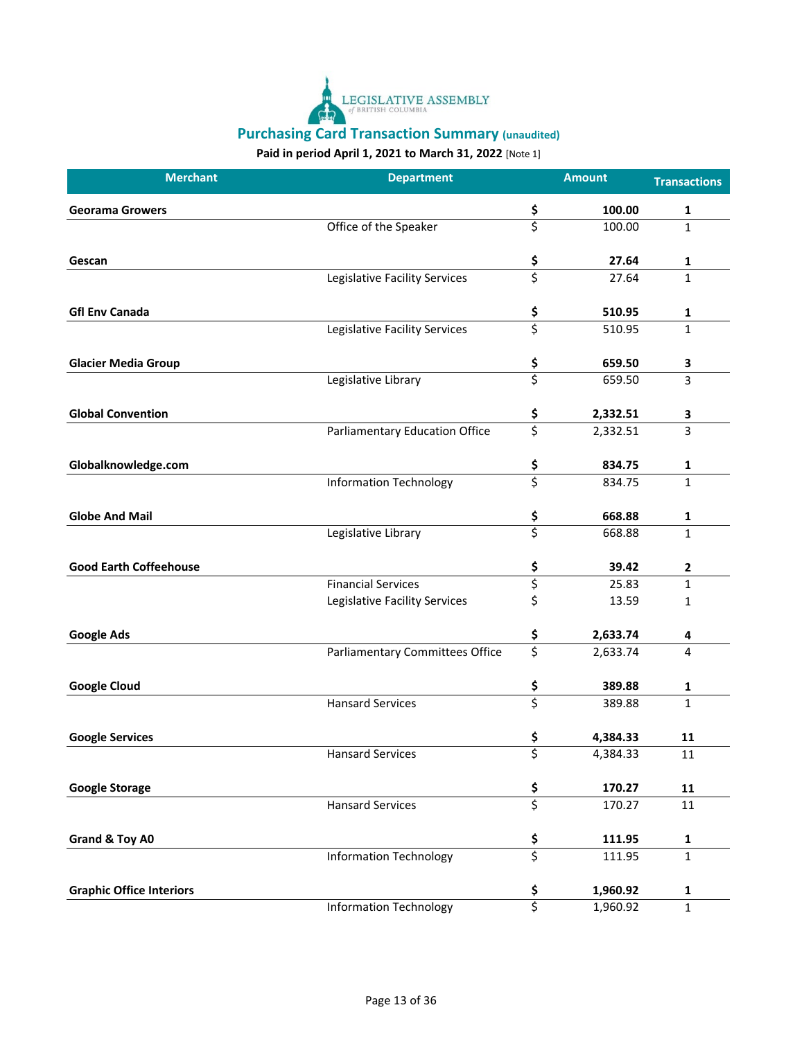LEGISLATIVE ASSEMBLY of BRITISH COLUMBIA

## Purchasing Card Transaction Summary (unaudited)

**Paid in period April 1, 2021 to March 31, 2022** [Note 1]

| Merchant | Department | | Amount | Transactions |
|---|---|---|---|---|
| **Georama Growers** | | **$** | **100.00** | **1** |
| | Office of the Speaker | $ | 100.00 | 1 |
| **Gescan** | | **$** | **27.64** | **1** |
| | Legislative Facility Services | $ | 27.64 | 1 |
| **Gfl Env Canada** | | **$** | **510.95** | **1** |
| | Legislative Facility Services | $ | 510.95 | 1 |
| **Glacier Media Group** | | **$** | **659.50** | **3** |
| | Legislative Library | $ | 659.50 | 3 |
| **Global Convention** | | **$** | **2,332.51** | **3** |
| | Parliamentary Education Office | $ | 2,332.51 | 3 |
| **Globalknowledge.com** | | **$** | **834.75** | **1** |
| | Information Technology | $ | 834.75 | 1 |
| **Globe And Mail** | | **$** | **668.88** | **1** |
| | Legislative Library | $ | 668.88 | 1 |
| **Good Earth Coffeehouse** | | **$** | **39.42** | **2** |
| | Financial Services | $ | 25.83 | 1 |
| | Legislative Facility Services | $ | 13.59 | 1 |
| **Google Ads** | | **$** | **2,633.74** | **4** |
| | Parliamentary Committees Office | $ | 2,633.74 | 4 |
| **Google Cloud** | | **$** | **389.88** | **1** |
| | Hansard Services | $ | 389.88 | 1 |
| **Google Services** | | **$** | **4,384.33** | **11** |
| | Hansard Services | $ | 4,384.33 | 11 |
| **Google Storage** | | **$** | **170.27** | **11** |
| | Hansard Services | $ | 170.27 | 11 |
| **Grand & Toy A0** | | **$** | **111.95** | **1** |
| | Information Technology | $ | 111.95 | 1 |
| **Graphic Office Interiors** | | **$** | **1,960.92** | **1** |
| | Information Technology | $ | 1,960.92 | 1 |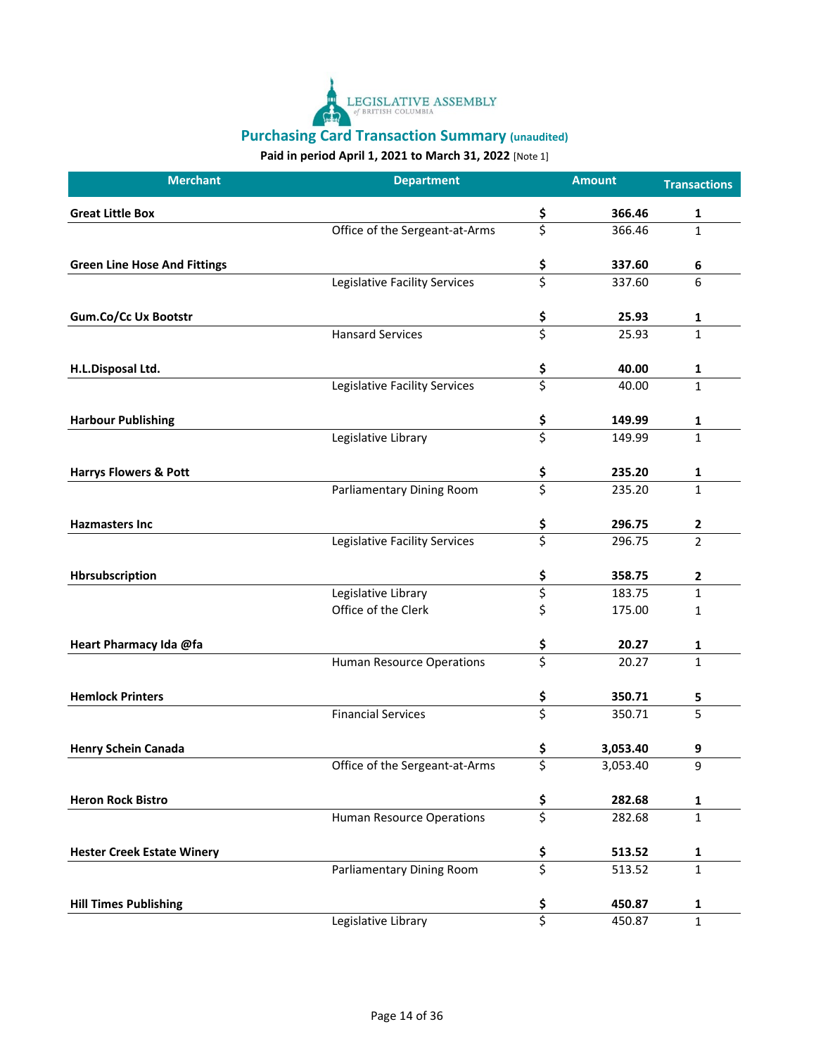LEGISLATIVE ASSEMBLY of BRITISH COLUMBIA

## Purchasing Card Transaction Summary (unaudited)

**Paid in period April 1, 2021 to March 31, 2022** [Note 1]

| Merchant | Department | | Amount | Transactions |
|---|---|---|---|---|
| **Great Little Box** | | **$** | **366.46** | **1** |
| | Office of the Sergeant-at-Arms | $ | 366.46 | 1 |
| **Green Line Hose And Fittings** | | **$** | **337.60** | **6** |
| | Legislative Facility Services | $ | 337.60 | 6 |
| **Gum.Co/Cc Ux Bootstr** | | **$** | **25.93** | **1** |
| | Hansard Services | $ | 25.93 | 1 |
| **H.L.Disposal Ltd.** | | **$** | **40.00** | **1** |
| | Legislative Facility Services | $ | 40.00 | 1 |
| **Harbour Publishing** | | **$** | **149.99** | **1** |
| | Legislative Library | $ | 149.99 | 1 |
| **Harrys Flowers & Pott** | | **$** | **235.20** | **1** |
| | Parliamentary Dining Room | $ | 235.20 | 1 |
| **Hazmasters Inc** | | **$** | **296.75** | **2** |
| | Legislative Facility Services | $ | 296.75 | 2 |
| **Hbrsubscription** | | **$** | **358.75** | **2** |
| | Legislative Library | $ | 183.75 | 1 |
| | Office of the Clerk | $ | 175.00 | 1 |
| **Heart Pharmacy Ida @fa** | | **$** | **20.27** | **1** |
| | Human Resource Operations | $ | 20.27 | 1 |
| **Hemlock Printers** | | **$** | **350.71** | **5** |
| | Financial Services | $ | 350.71 | 5 |
| **Henry Schein Canada** | | **$** | **3,053.40** | **9** |
| | Office of the Sergeant-at-Arms | $ | 3,053.40 | 9 |
| **Heron Rock Bistro** | | **$** | **282.68** | **1** |
| | Human Resource Operations | $ | 282.68 | 1 |
| **Hester Creek Estate Winery** | | **$** | **513.52** | **1** |
| | Parliamentary Dining Room | $ | 513.52 | 1 |
| **Hill Times Publishing** | | **$** | **450.87** | **1** |
| | Legislative Library | $ | 450.87 | 1 |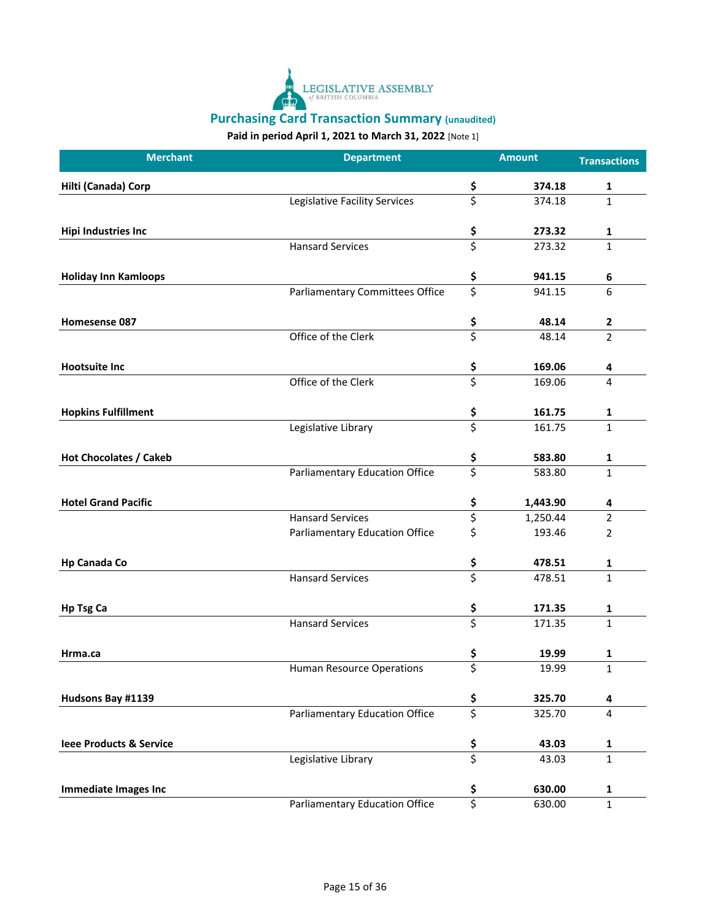LEGISLATIVE ASSEMBLY of BRITISH COLUMBIA

## Purchasing Card Transaction Summary (unaudited)

**Paid in period April 1, 2021 to March 31, 2022** [Note 1]

| Merchant | Department | | Amount | Transactions |
|---|---|---|---|---|
| **Hilti (Canada) Corp** | | **$** | **374.18** | **1** |
| | Legislative Facility Services | $ | 374.18 | 1 |
| **Hipi Industries Inc** | | **$** | **273.32** | **1** |
| | Hansard Services | $ | 273.32 | 1 |
| **Holiday Inn Kamloops** | | **$** | **941.15** | **6** |
| | Parliamentary Committees Office | $ | 941.15 | 6 |
| **Homesense 087** | | **$** | **48.14** | **2** |
| | Office of the Clerk | $ | 48.14 | 2 |
| **Hootsuite Inc** | | **$** | **169.06** | **4** |
| | Office of the Clerk | $ | 169.06 | 4 |
| **Hopkins Fulfillment** | | **$** | **161.75** | **1** |
| | Legislative Library | $ | 161.75 | 1 |
| **Hot Chocolates / Cakeb** | | **$** | **583.80** | **1** |
| | Parliamentary Education Office | $ | 583.80 | 1 |
| **Hotel Grand Pacific** | | **$** | **1,443.90** | **4** |
| | Hansard Services | $ | 1,250.44 | 2 |
| | Parliamentary Education Office | $ | 193.46 | 2 |
| **Hp Canada Co** | | **$** | **478.51** | **1** |
| | Hansard Services | $ | 478.51 | 1 |
| **Hp Tsg Ca** | | **$** | **171.35** | **1** |
| | Hansard Services | $ | 171.35 | 1 |
| **Hrma.ca** | | **$** | **19.99** | **1** |
| | Human Resource Operations | $ | 19.99 | 1 |
| **Hudsons Bay #1139** | | **$** | **325.70** | **4** |
| | Parliamentary Education Office | $ | 325.70 | 4 |
| **Ieee Products & Service** | | **$** | **43.03** | **1** |
| | Legislative Library | $ | 43.03 | 1 |
| **Immediate Images Inc** | | **$** | **630.00** | **1** |
| | Parliamentary Education Office | $ | 630.00 | 1 |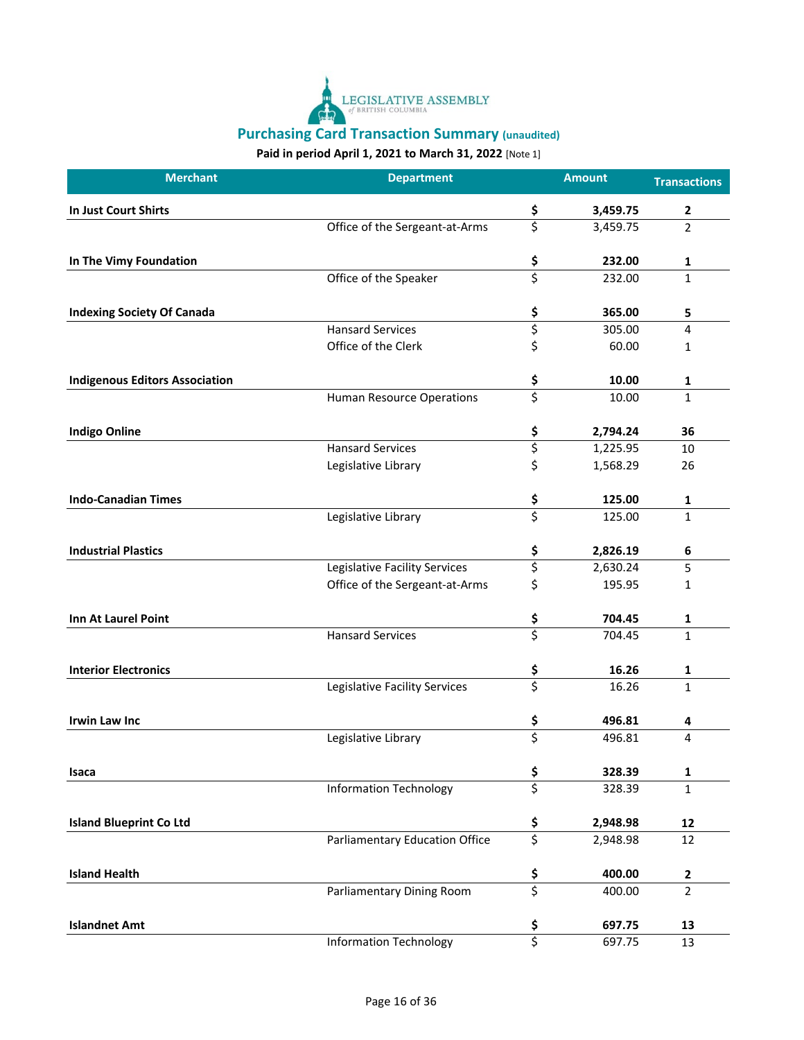LEGISLATIVE ASSEMBLY of BRITISH COLUMBIA

## Purchasing Card Transaction Summary (unaudited)

**Paid in period April 1, 2021 to March 31, 2022** [Note 1]

| Merchant | Department | Amount | Transactions |
|---|---|---|---|
| **In Just Court Shirts** | | **$ 3,459.75** | **2** |
| | Office of the Sergeant-at-Arms | $ 3,459.75 | 2 |
| **In The Vimy Foundation** | | **$ 232.00** | **1** |
| | Office of the Speaker | $ 232.00 | 1 |
| **Indexing Society Of Canada** | | **$ 365.00** | **5** |
| | Hansard Services | $ 305.00 | 4 |
| | Office of the Clerk | $ 60.00 | 1 |
| **Indigenous Editors Association** | | **$ 10.00** | **1** |
| | Human Resource Operations | $ 10.00 | 1 |
| **Indigo Online** | | **$ 2,794.24** | **36** |
| | Hansard Services | $ 1,225.95 | 10 |
| | Legislative Library | $ 1,568.29 | 26 |
| **Indo-Canadian Times** | | **$ 125.00** | **1** |
| | Legislative Library | $ 125.00 | 1 |
| **Industrial Plastics** | | **$ 2,826.19** | **6** |
| | Legislative Facility Services | $ 2,630.24 | 5 |
| | Office of the Sergeant-at-Arms | $ 195.95 | 1 |
| **Inn At Laurel Point** | | **$ 704.45** | **1** |
| | Hansard Services | $ 704.45 | 1 |
| **Interior Electronics** | | **$ 16.26** | **1** |
| | Legislative Facility Services | $ 16.26 | 1 |
| **Irwin Law Inc** | | **$ 496.81** | **4** |
| | Legislative Library | $ 496.81 | 4 |
| **Isaca** | | **$ 328.39** | **1** |
| | Information Technology | $ 328.39 | 1 |
| **Island Blueprint Co Ltd** | | **$ 2,948.98** | **12** |
| | Parliamentary Education Office | $ 2,948.98 | 12 |
| **Island Health** | | **$ 400.00** | **2** |
| | Parliamentary Dining Room | $ 400.00 | 2 |
| **Islandnet Amt** | | **$ 697.75** | **13** |
| | Information Technology | $ 697.75 | 13 |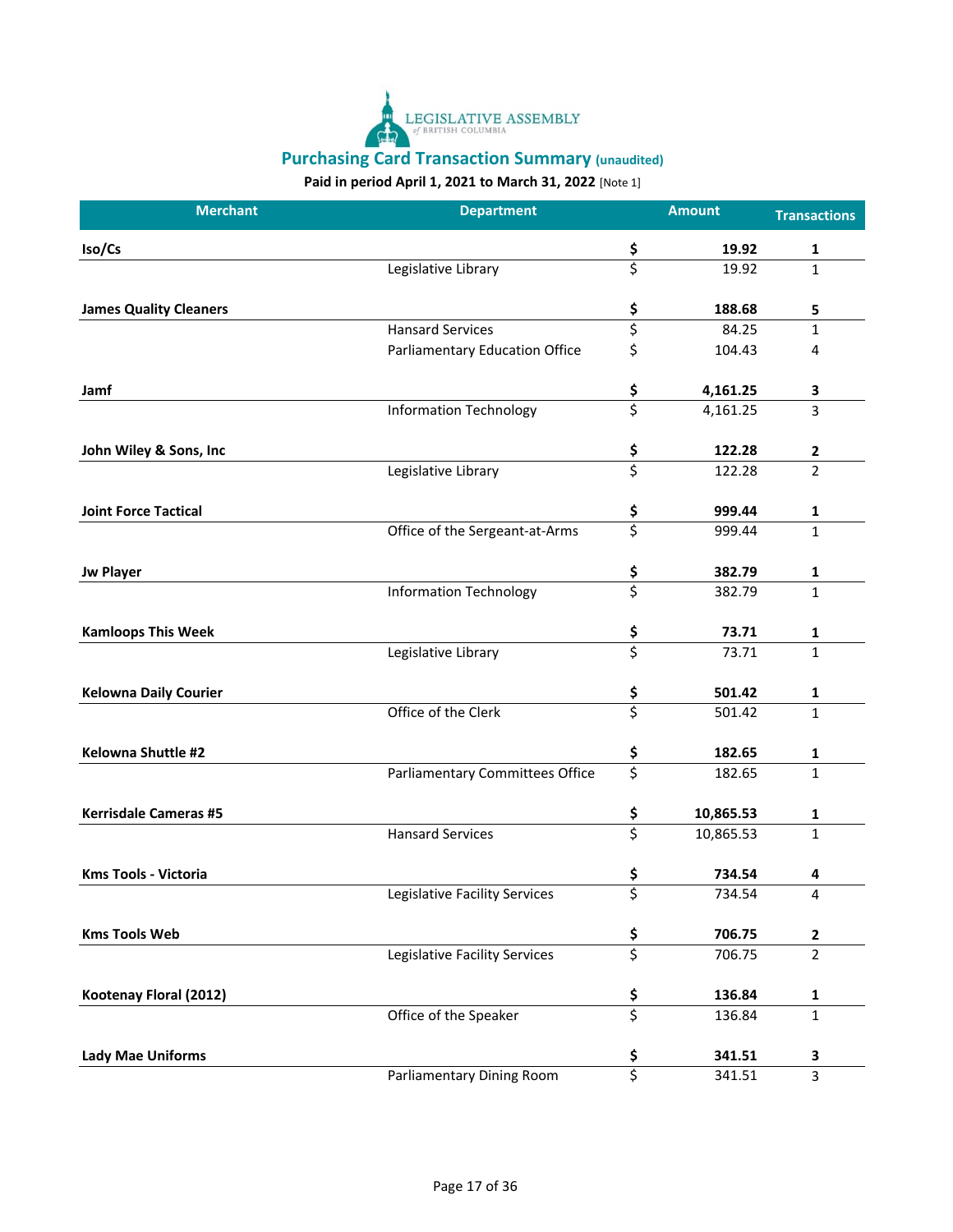LEGISLATIVE ASSEMBLY of BRITISH COLUMBIA

## Purchasing Card Transaction Summary (unaudited)

**Paid in period April 1, 2021 to March 31, 2022** [Note 1]

| Merchant | Department | Amount | Transactions |
|---|---|---|---|
| **Iso/Cs** | | **$ 19.92** | **1** |
| | Legislative Library | $ 19.92 | 1 |
| **James Quality Cleaners** | | **$ 188.68** | **5** |
| | Hansard Services | $ 84.25 | 1 |
| | Parliamentary Education Office | $ 104.43 | 4 |
| **Jamf** | | **$ 4,161.25** | **3** |
| | Information Technology | $ 4,161.25 | 3 |
| **John Wiley & Sons, Inc** | | **$ 122.28** | **2** |
| | Legislative Library | $ 122.28 | 2 |
| **Joint Force Tactical** | | **$ 999.44** | **1** |
| | Office of the Sergeant-at-Arms | $ 999.44 | 1 |
| **Jw Player** | | **$ 382.79** | **1** |
| | Information Technology | $ 382.79 | 1 |
| **Kamloops This Week** | | **$ 73.71** | **1** |
| | Legislative Library | $ 73.71 | 1 |
| **Kelowna Daily Courier** | | **$ 501.42** | **1** |
| | Office of the Clerk | $ 501.42 | 1 |
| **Kelowna Shuttle #2** | | **$ 182.65** | **1** |
| | Parliamentary Committees Office | $ 182.65 | 1 |
| **Kerrisdale Cameras #5** | | **$ 10,865.53** | **1** |
| | Hansard Services | $ 10,865.53 | 1 |
| **Kms Tools - Victoria** | | **$ 734.54** | **4** |
| | Legislative Facility Services | $ 734.54 | 4 |
| **Kms Tools Web** | | **$ 706.75** | **2** |
| | Legislative Facility Services | $ 706.75 | 2 |
| **Kootenay Floral (2012)** | | **$ 136.84** | **1** |
| | Office of the Speaker | $ 136.84 | 1 |
| **Lady Mae Uniforms** | | **$ 341.51** | **3** |
| | Parliamentary Dining Room | $ 341.51 | 3 |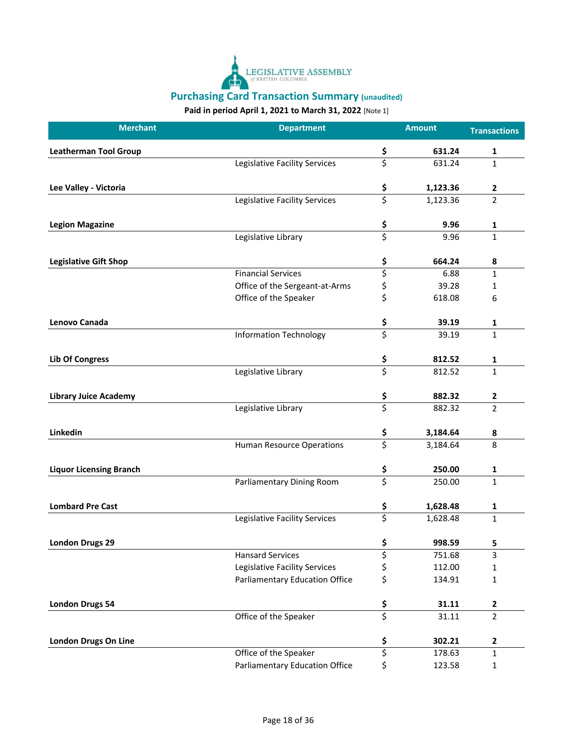LEGISLATIVE ASSEMBLY of BRITISH COLUMBIA

## Purchasing Card Transaction Summary (unaudited)

**Paid in period April 1, 2021 to March 31, 2022** [Note 1]

| Merchant | Department | | Amount | Transactions |
|---|---|---|---|---|
| **Leatherman Tool Group** | | **$** | **631.24** | **1** |
| | Legislative Facility Services | $ | 631.24 | 1 |
| **Lee Valley - Victoria** | | **$** | **1,123.36** | **2** |
| | Legislative Facility Services | $ | 1,123.36 | 2 |
| **Legion Magazine** | | **$** | **9.96** | **1** |
| | Legislative Library | $ | 9.96 | 1 |
| **Legislative Gift Shop** | | **$** | **664.24** | **8** |
| | Financial Services | $ | 6.88 | 1 |
| | Office of the Sergeant-at-Arms | $ | 39.28 | 1 |
| | Office of the Speaker | $ | 618.08 | 6 |
| **Lenovo Canada** | | **$** | **39.19** | **1** |
| | Information Technology | $ | 39.19 | 1 |
| **Lib Of Congress** | | **$** | **812.52** | **1** |
| | Legislative Library | $ | 812.52 | 1 |
| **Library Juice Academy** | | **$** | **882.32** | **2** |
| | Legislative Library | $ | 882.32 | 2 |
| **Linkedin** | | **$** | **3,184.64** | **8** |
| | Human Resource Operations | $ | 3,184.64 | 8 |
| **Liquor Licensing Branch** | | **$** | **250.00** | **1** |
| | Parliamentary Dining Room | $ | 250.00 | 1 |
| **Lombard Pre Cast** | | **$** | **1,628.48** | **1** |
| | Legislative Facility Services | $ | 1,628.48 | 1 |
| **London Drugs 29** | | **$** | **998.59** | **5** |
| | Hansard Services | $ | 751.68 | 3 |
| | Legislative Facility Services | $ | 112.00 | 1 |
| | Parliamentary Education Office | $ | 134.91 | 1 |
| **London Drugs 54** | | **$** | **31.11** | **2** |
| | Office of the Speaker | $ | 31.11 | 2 |
| **London Drugs On Line** | | **$** | **302.21** | **2** |
| | Office of the Speaker | $ | 178.63 | 1 |
| | Parliamentary Education Office | $ | 123.58 | 1 |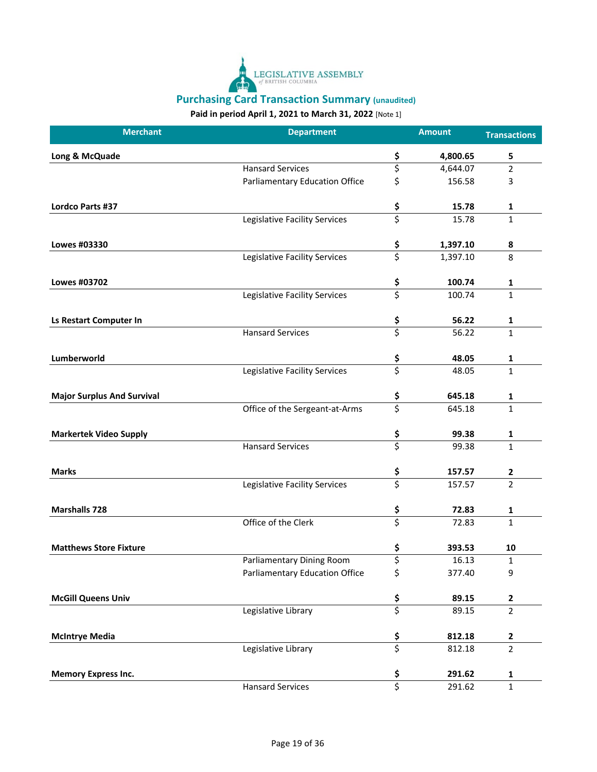LEGISLATIVE ASSEMBLY of BRITISH COLUMBIA

## Purchasing Card Transaction Summary (unaudited)

**Paid in period April 1, 2021 to March 31, 2022** [Note 1]

| Merchant | Department | | Amount | Transactions |
|---|---|---|---|---|
| **Long & McQuade** | | **$** | **4,800.65** | **5** |
| | Hansard Services | $ | 4,644.07 | 2 |
| | Parliamentary Education Office | $ | 156.58 | 3 |
| **Lordco Parts #37** | | **$** | **15.78** | **1** |
| | Legislative Facility Services | $ | 15.78 | 1 |
| **Lowes #03330** | | **$** | **1,397.10** | **8** |
| | Legislative Facility Services | $ | 1,397.10 | 8 |
| **Lowes #03702** | | **$** | **100.74** | **1** |
| | Legislative Facility Services | $ | 100.74 | 1 |
| **Ls Restart Computer In** | | **$** | **56.22** | **1** |
| | Hansard Services | $ | 56.22 | 1 |
| **Lumberworld** | | **$** | **48.05** | **1** |
| | Legislative Facility Services | $ | 48.05 | 1 |
| **Major Surplus And Survival** | | **$** | **645.18** | **1** |
| | Office of the Sergeant-at-Arms | $ | 645.18 | 1 |
| **Markertek Video Supply** | | **$** | **99.38** | **1** |
| | Hansard Services | $ | 99.38 | 1 |
| **Marks** | | **$** | **157.57** | **2** |
| | Legislative Facility Services | $ | 157.57 | 2 |
| **Marshalls 728** | | **$** | **72.83** | **1** |
| | Office of the Clerk | $ | 72.83 | 1 |
| **Matthews Store Fixture** | | **$** | **393.53** | **10** |
| | Parliamentary Dining Room | $ | 16.13 | 1 |
| | Parliamentary Education Office | $ | 377.40 | 9 |
| **McGill Queens Univ** | | **$** | **89.15** | **2** |
| | Legislative Library | $ | 89.15 | 2 |
| **McIntrye Media** | | **$** | **812.18** | **2** |
| | Legislative Library | $ | 812.18 | 2 |
| **Memory Express Inc.** | | **$** | **291.62** | **1** |
| | Hansard Services | $ | 291.62 | 1 |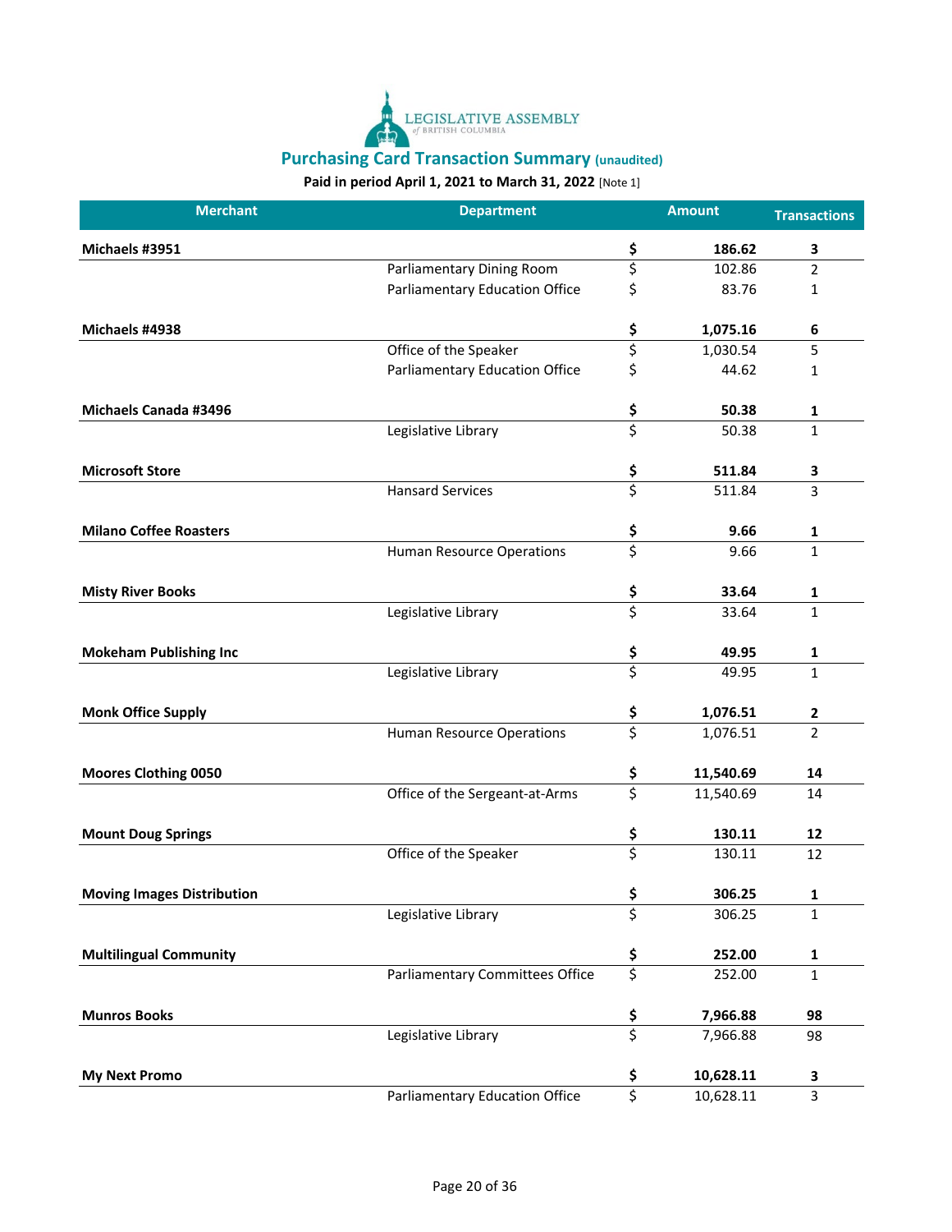LEGISLATIVE ASSEMBLY
of BRITISH COLUMBIA

## Purchasing Card Transaction Summary (unaudited)

**Paid in period April 1, 2021 to March 31, 2022** [Note 1]

| Merchant | Department | | Amount | Transactions |
|---|---|---|---|---|
| **Michaels #3951** | | **$** | **186.62** | **3** |
| | Parliamentary Dining Room | $ | 102.86 | 2 |
| | Parliamentary Education Office | $ | 83.76 | 1 |
| **Michaels #4938** | | **$** | **1,075.16** | **6** |
| | Office of the Speaker | $ | 1,030.54 | 5 |
| | Parliamentary Education Office | $ | 44.62 | 1 |
| **Michaels Canada #3496** | | **$** | **50.38** | **1** |
| | Legislative Library | $ | 50.38 | 1 |
| **Microsoft Store** | | **$** | **511.84** | **3** |
| | Hansard Services | $ | 511.84 | 3 |
| **Milano Coffee Roasters** | | **$** | **9.66** | **1** |
| | Human Resource Operations | $ | 9.66 | 1 |
| **Misty River Books** | | **$** | **33.64** | **1** |
| | Legislative Library | $ | 33.64 | 1 |
| **Mokeham Publishing Inc** | | **$** | **49.95** | **1** |
| | Legislative Library | $ | 49.95 | 1 |
| **Monk Office Supply** | | **$** | **1,076.51** | **2** |
| | Human Resource Operations | $ | 1,076.51 | 2 |
| **Moores Clothing 0050** | | **$** | **11,540.69** | **14** |
| | Office of the Sergeant-at-Arms | $ | 11,540.69 | 14 |
| **Mount Doug Springs** | | **$** | **130.11** | **12** |
| | Office of the Speaker | $ | 130.11 | 12 |
| **Moving Images Distribution** | | **$** | **306.25** | **1** |
| | Legislative Library | $ | 306.25 | 1 |
| **Multilingual Community** | | **$** | **252.00** | **1** |
| | Parliamentary Committees Office | $ | 252.00 | 1 |
| **Munros Books** | | **$** | **7,966.88** | **98** |
| | Legislative Library | $ | 7,966.88 | 98 |
| **My Next Promo** | | **$** | **10,628.11** | **3** |
| | Parliamentary Education Office | $ | 10,628.11 | 3 |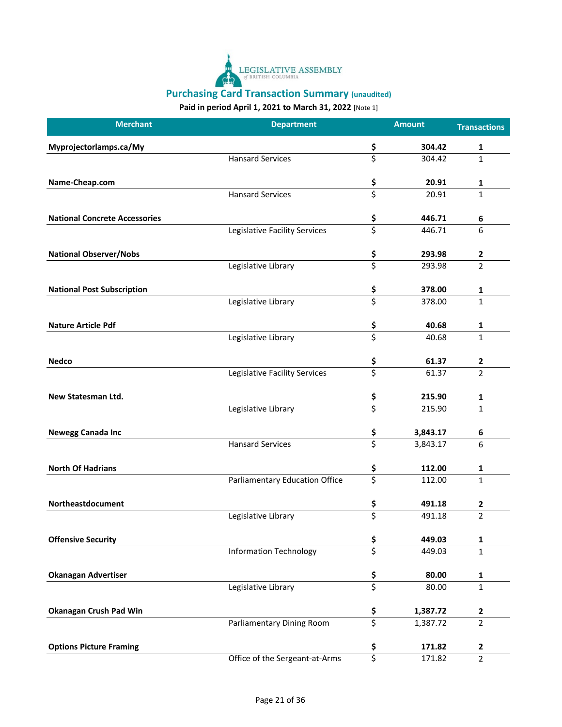LEGISLATIVE ASSEMBLY of BRITISH COLUMBIA

## Purchasing Card Transaction Summary (unaudited)

**Paid in period April 1, 2021 to March 31, 2022** [Note 1]

| Merchant | Department | | Amount | Transactions |
|---|---|---|---|---|
| **Myprojectorlamps.ca/My** | | **$** | **304.42** | **1** |
| | Hansard Services | $ | 304.42 | 1 |
| **Name-Cheap.com** | | **$** | **20.91** | **1** |
| | Hansard Services | $ | 20.91 | 1 |
| **National Concrete Accessories** | | **$** | **446.71** | **6** |
| | Legislative Facility Services | $ | 446.71 | 6 |
| **National Observer/Nobs** | | **$** | **293.98** | **2** |
| | Legislative Library | $ | 293.98 | 2 |
| **National Post Subscription** | | **$** | **378.00** | **1** |
| | Legislative Library | $ | 378.00 | 1 |
| **Nature Article Pdf** | | **$** | **40.68** | **1** |
| | Legislative Library | $ | 40.68 | 1 |
| **Nedco** | | **$** | **61.37** | **2** |
| | Legislative Facility Services | $ | 61.37 | 2 |
| **New Statesman Ltd.** | | **$** | **215.90** | **1** |
| | Legislative Library | $ | 215.90 | 1 |
| **Newegg Canada Inc** | | **$** | **3,843.17** | **6** |
| | Hansard Services | $ | 3,843.17 | 6 |
| **North Of Hadrians** | | **$** | **112.00** | **1** |
| | Parliamentary Education Office | $ | 112.00 | 1 |
| **Northeastdocument** | | **$** | **491.18** | **2** |
| | Legislative Library | $ | 491.18 | 2 |
| **Offensive Security** | | **$** | **449.03** | **1** |
| | Information Technology | $ | 449.03 | 1 |
| **Okanagan Advertiser** | | **$** | **80.00** | **1** |
| | Legislative Library | $ | 80.00 | 1 |
| **Okanagan Crush Pad Win** | | **$** | **1,387.72** | **2** |
| | Parliamentary Dining Room | $ | 1,387.72 | 2 |
| **Options Picture Framing** | | **$** | **171.82** | **2** |
| | Office of the Sergeant-at-Arms | $ | 171.82 | 2 |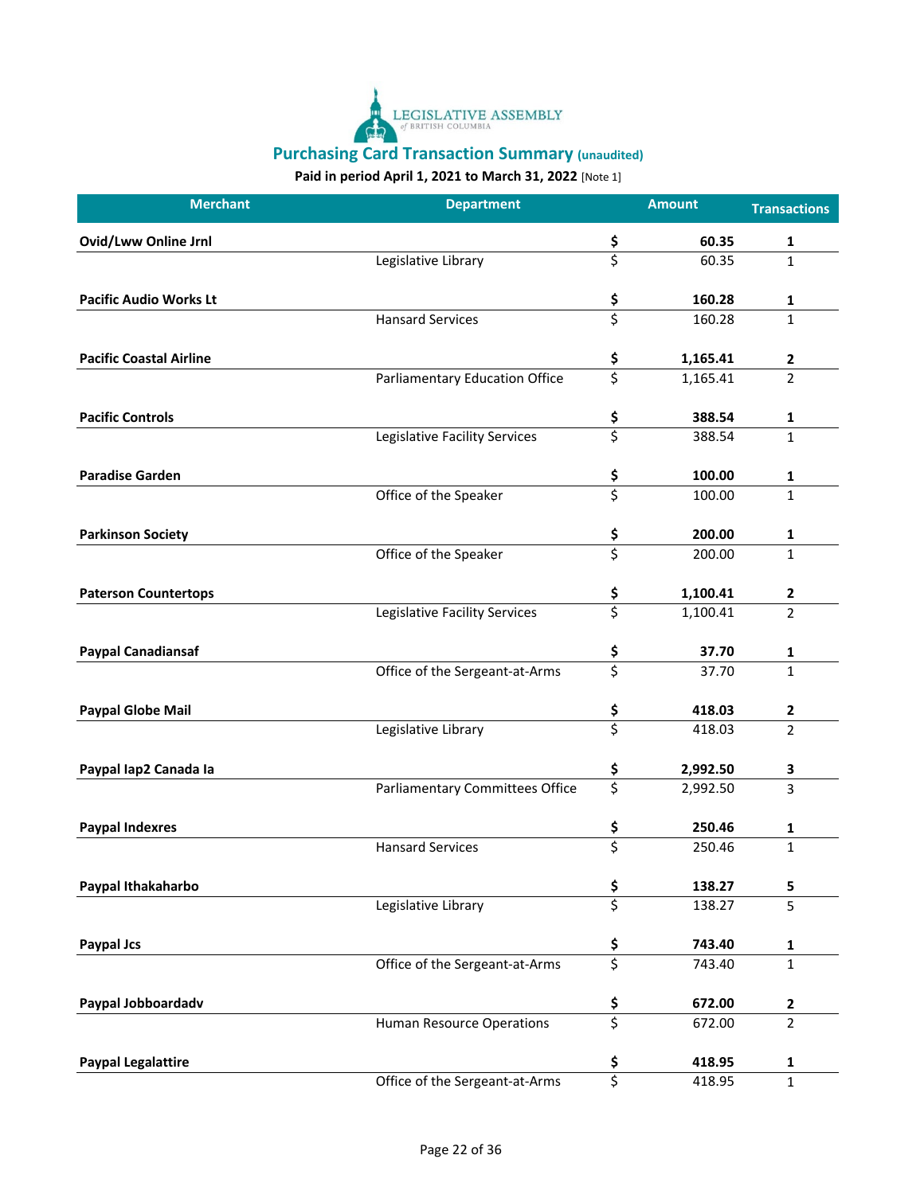LEGISLATIVE ASSEMBLY of BRITISH COLUMBIA

## Purchasing Card Transaction Summary (unaudited)

**Paid in period April 1, 2021 to March 31, 2022** [Note 1]

| Merchant | Department | | Amount | Transactions |
|---|---|---|---|---|
| **Ovid/Lww Online Jrnl** | | **$** | **60.35** | **1** |
| | Legislative Library | $ | 60.35 | 1 |
| **Pacific Audio Works Lt** | | **$** | **160.28** | **1** |
| | Hansard Services | $ | 160.28 | 1 |
| **Pacific Coastal Airline** | | **$** | **1,165.41** | **2** |
| | Parliamentary Education Office | $ | 1,165.41 | 2 |
| **Pacific Controls** | | **$** | **388.54** | **1** |
| | Legislative Facility Services | $ | 388.54 | 1 |
| **Paradise Garden** | | **$** | **100.00** | **1** |
| | Office of the Speaker | $ | 100.00 | 1 |
| **Parkinson Society** | | **$** | **200.00** | **1** |
| | Office of the Speaker | $ | 200.00 | 1 |
| **Paterson Countertops** | | **$** | **1,100.41** | **2** |
| | Legislative Facility Services | $ | 1,100.41 | 2 |
| **Paypal Canadiansaf** | | **$** | **37.70** | **1** |
| | Office of the Sergeant-at-Arms | $ | 37.70 | 1 |
| **Paypal Globe Mail** | | **$** | **418.03** | **2** |
| | Legislative Library | $ | 418.03 | 2 |
| **Paypal Iap2 Canada Ia** | | **$** | **2,992.50** | **3** |
| | Parliamentary Committees Office | $ | 2,992.50 | 3 |
| **Paypal Indexres** | | **$** | **250.46** | **1** |
| | Hansard Services | $ | 250.46 | 1 |
| **Paypal Ithakaharbo** | | **$** | **138.27** | **5** |
| | Legislative Library | $ | 138.27 | 5 |
| **Paypal Jcs** | | **$** | **743.40** | **1** |
| | Office of the Sergeant-at-Arms | $ | 743.40 | 1 |
| **Paypal Jobboardadv** | | **$** | **672.00** | **2** |
| | Human Resource Operations | $ | 672.00 | 2 |
| **Paypal Legalattire** | | **$** | **418.95** | **1** |
| | Office of the Sergeant-at-Arms | $ | 418.95 | 1 |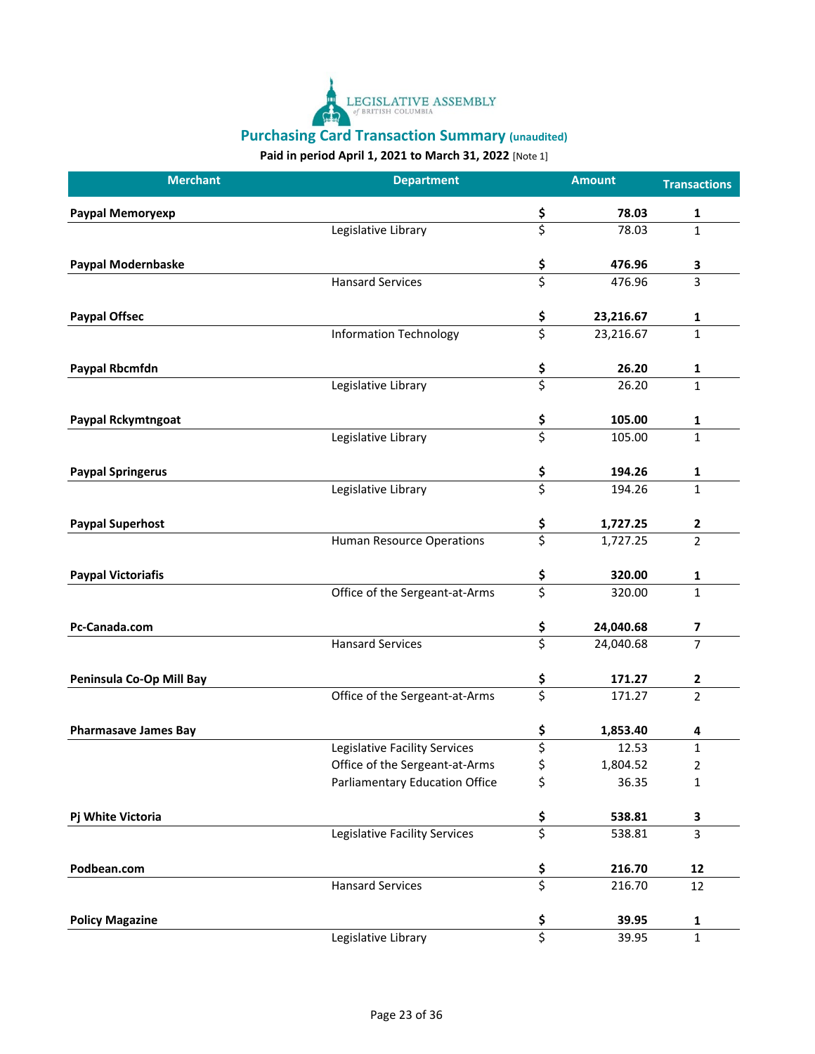LEGISLATIVE ASSEMBLY of BRITISH COLUMBIA

## Purchasing Card Transaction Summary (unaudited)

**Paid in period April 1, 2021 to March 31, 2022** [Note 1]

| Merchant | Department | | Amount | Transactions |
|---|---|---|---|---|
| **Paypal Memoryexp** | | **$** | **78.03** | **1** |
| | Legislative Library | $ | 78.03 | 1 |
| **Paypal Modernbaske** | | **$** | **476.96** | **3** |
| | Hansard Services | $ | 476.96 | 3 |
| **Paypal Offsec** | | **$** | **23,216.67** | **1** |
| | Information Technology | $ | 23,216.67 | 1 |
| **Paypal Rbcmfdn** | | **$** | **26.20** | **1** |
| | Legislative Library | $ | 26.20 | 1 |
| **Paypal Rckymtngoat** | | **$** | **105.00** | **1** |
| | Legislative Library | $ | 105.00 | 1 |
| **Paypal Springerus** | | **$** | **194.26** | **1** |
| | Legislative Library | $ | 194.26 | 1 |
| **Paypal Superhost** | | **$** | **1,727.25** | **2** |
| | Human Resource Operations | $ | 1,727.25 | 2 |
| **Paypal Victoriafis** | | **$** | **320.00** | **1** |
| | Office of the Sergeant-at-Arms | $ | 320.00 | 1 |
| **Pc-Canada.com** | | **$** | **24,040.68** | **7** |
| | Hansard Services | $ | 24,040.68 | 7 |
| **Peninsula Co-Op Mill Bay** | | **$** | **171.27** | **2** |
| | Office of the Sergeant-at-Arms | $ | 171.27 | 2 |
| **Pharmasave James Bay** | | **$** | **1,853.40** | **4** |
| | Legislative Facility Services | $ | 12.53 | 1 |
| | Office of the Sergeant-at-Arms | $ | 1,804.52 | 2 |
| | Parliamentary Education Office | $ | 36.35 | 1 |
| **Pj White Victoria** | | **$** | **538.81** | **3** |
| | Legislative Facility Services | $ | 538.81 | 3 |
| **Podbean.com** | | **$** | **216.70** | **12** |
| | Hansard Services | $ | 216.70 | 12 |
| **Policy Magazine** | | **$** | **39.95** | **1** |
| | Legislative Library | $ | 39.95 | 1 |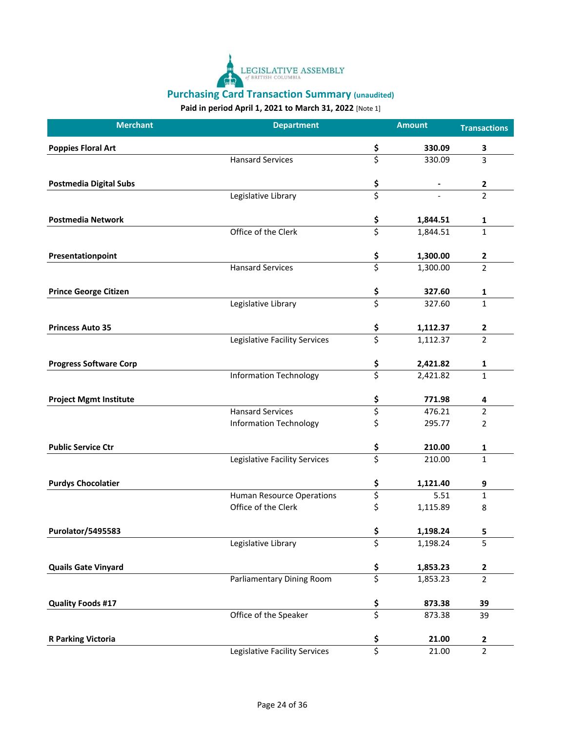LEGISLATIVE ASSEMBLY of BRITISH COLUMBIA

## Purchasing Card Transaction Summary (unaudited)

**Paid in period April 1, 2021 to March 31, 2022** [Note 1]

| Merchant | Department | | Amount | Transactions |
|---|---|---|---|---|
| **Poppies Floral Art** | | **$** | **330.09** | **3** |
| | Hansard Services | $ | 330.09 | 3 |
| **Postmedia Digital Subs** | | **$** | **-** | **2** |
| | Legislative Library | $ | - | 2 |
| **Postmedia Network** | | **$** | **1,844.51** | **1** |
| | Office of the Clerk | $ | 1,844.51 | 1 |
| **Presentationpoint** | | **$** | **1,300.00** | **2** |
| | Hansard Services | $ | 1,300.00 | 2 |
| **Prince George Citizen** | | **$** | **327.60** | **1** |
| | Legislative Library | $ | 327.60 | 1 |
| **Princess Auto 35** | | **$** | **1,112.37** | **2** |
| | Legislative Facility Services | $ | 1,112.37 | 2 |
| **Progress Software Corp** | | **$** | **2,421.82** | **1** |
| | Information Technology | $ | 2,421.82 | 1 |
| **Project Mgmt Institute** | | **$** | **771.98** | **4** |
| | Hansard Services | $ | 476.21 | 2 |
| | Information Technology | $ | 295.77 | 2 |
| **Public Service Ctr** | | **$** | **210.00** | **1** |
| | Legislative Facility Services | $ | 210.00 | 1 |
| **Purdys Chocolatier** | | **$** | **1,121.40** | **9** |
| | Human Resource Operations | $ | 5.51 | 1 |
| | Office of the Clerk | $ | 1,115.89 | 8 |
| **Purolator/5495583** | | **$** | **1,198.24** | **5** |
| | Legislative Library | $ | 1,198.24 | 5 |
| **Quails Gate Vinyard** | | **$** | **1,853.23** | **2** |
| | Parliamentary Dining Room | $ | 1,853.23 | 2 |
| **Quality Foods #17** | | **$** | **873.38** | **39** |
| | Office of the Speaker | $ | 873.38 | 39 |
| **R Parking Victoria** | | **$** | **21.00** | **2** |
| | Legislative Facility Services | $ | 21.00 | 2 |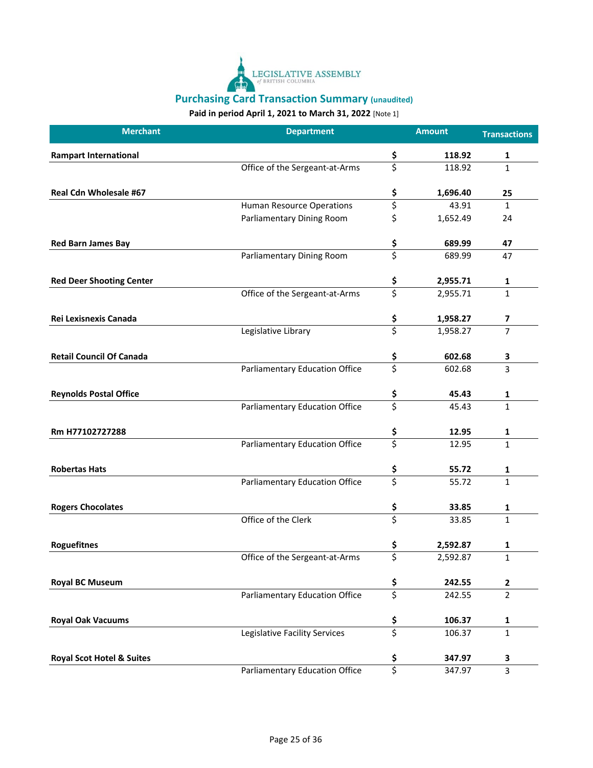LEGISLATIVE ASSEMBLY of BRITISH COLUMBIA

## Purchasing Card Transaction Summary (unaudited)

**Paid in period April 1, 2021 to March 31, 2022** [Note 1]

| Merchant | Department | | Amount | Transactions |
|---|---|---|---|---|
| **Rampart International** | | **$** | **118.92** | **1** |
| | Office of the Sergeant-at-Arms | $ | 118.92 | 1 |
| **Real Cdn Wholesale #67** | | **$** | **1,696.40** | **25** |
| | Human Resource Operations | $ | 43.91 | 1 |
| | Parliamentary Dining Room | $ | 1,652.49 | 24 |
| **Red Barn James Bay** | | **$** | **689.99** | **47** |
| | Parliamentary Dining Room | $ | 689.99 | 47 |
| **Red Deer Shooting Center** | | **$** | **2,955.71** | **1** |
| | Office of the Sergeant-at-Arms | $ | 2,955.71 | 1 |
| **Rei Lexisnexis Canada** | | **$** | **1,958.27** | **7** |
| | Legislative Library | $ | 1,958.27 | 7 |
| **Retail Council Of Canada** | | **$** | **602.68** | **3** |
| | Parliamentary Education Office | $ | 602.68 | 3 |
| **Reynolds Postal Office** | | **$** | **45.43** | **1** |
| | Parliamentary Education Office | $ | 45.43 | 1 |
| **Rm H77102727288** | | **$** | **12.95** | **1** |
| | Parliamentary Education Office | $ | 12.95 | 1 |
| **Robertas Hats** | | **$** | **55.72** | **1** |
| | Parliamentary Education Office | $ | 55.72 | 1 |
| **Rogers Chocolates** | | **$** | **33.85** | **1** |
| | Office of the Clerk | $ | 33.85 | 1 |
| **Roguefitnes** | | **$** | **2,592.87** | **1** |
| | Office of the Sergeant-at-Arms | $ | 2,592.87 | 1 |
| **Royal BC Museum** | | **$** | **242.55** | **2** |
| | Parliamentary Education Office | $ | 242.55 | 2 |
| **Royal Oak Vacuums** | | **$** | **106.37** | **1** |
| | Legislative Facility Services | $ | 106.37 | 1 |
| **Royal Scot Hotel & Suites** | | **$** | **347.97** | **3** |
| | Parliamentary Education Office | $ | 347.97 | 3 |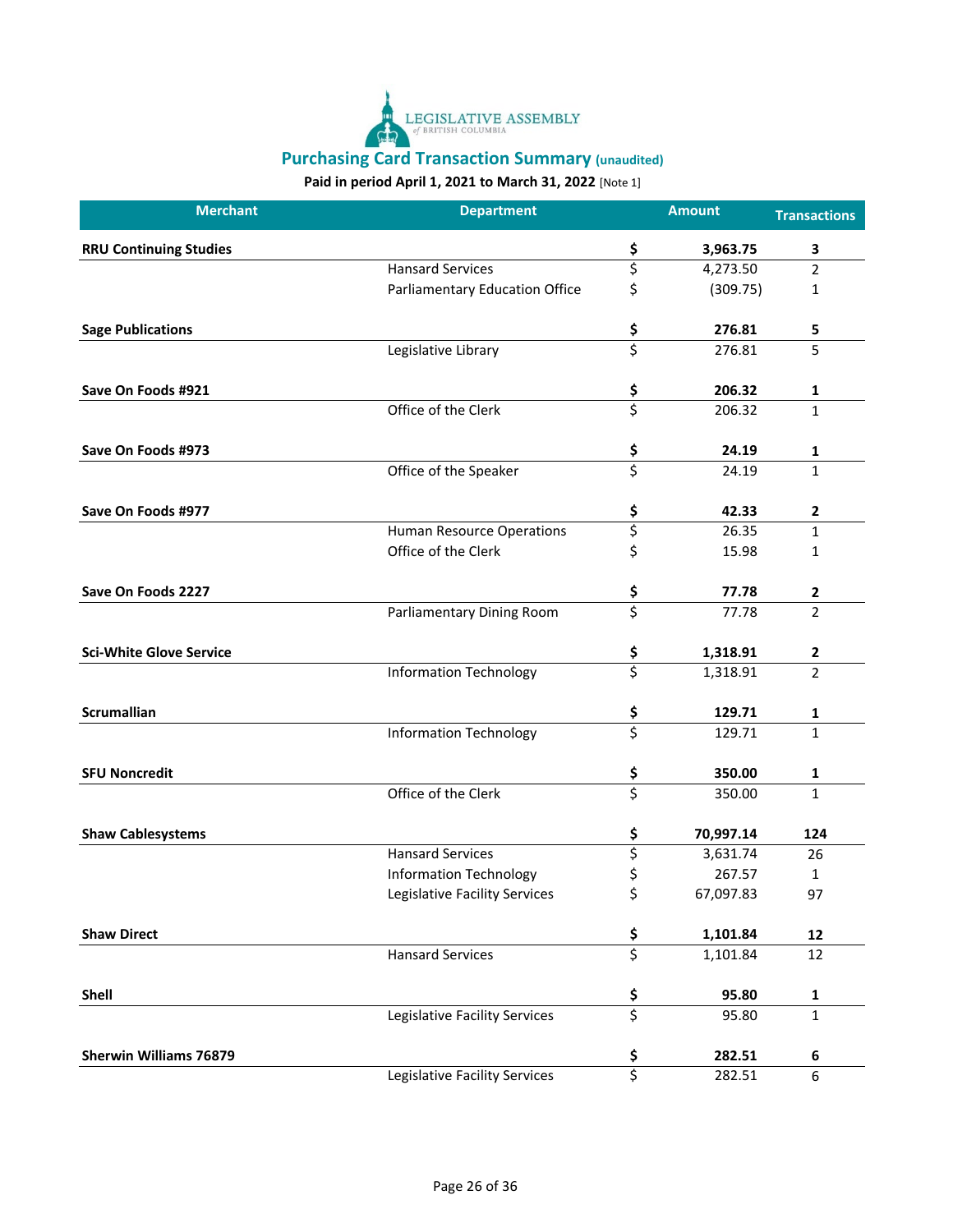LEGISLATIVE ASSEMBLY of BRITISH COLUMBIA

## Purchasing Card Transaction Summary (unaudited)

**Paid in period April 1, 2021 to March 31, 2022** [Note 1]

| Merchant | Department | | Amount | Transactions |
|---|---|---|---|---|
| **RRU Continuing Studies** | | **$** | **3,963.75** | **3** |
| | Hansard Services | $ | 4,273.50 | 2 |
| | Parliamentary Education Office | $ | (309.75) | 1 |
| **Sage Publications** | | **$** | **276.81** | **5** |
| | Legislative Library | $ | 276.81 | 5 |
| **Save On Foods #921** | | **$** | **206.32** | **1** |
| | Office of the Clerk | $ | 206.32 | 1 |
| **Save On Foods #973** | | **$** | **24.19** | **1** |
| | Office of the Speaker | $ | 24.19 | 1 |
| **Save On Foods #977** | | **$** | **42.33** | **2** |
| | Human Resource Operations | $ | 26.35 | 1 |
| | Office of the Clerk | $ | 15.98 | 1 |
| **Save On Foods 2227** | | **$** | **77.78** | **2** |
| | Parliamentary Dining Room | $ | 77.78 | 2 |
| **Sci-White Glove Service** | | **$** | **1,318.91** | **2** |
| | Information Technology | $ | 1,318.91 | 2 |
| **Scrumallian** | | **$** | **129.71** | **1** |
| | Information Technology | $ | 129.71 | 1 |
| **SFU Noncredit** | | **$** | **350.00** | **1** |
| | Office of the Clerk | $ | 350.00 | 1 |
| **Shaw Cablesystems** | | **$** | **70,997.14** | **124** |
| | Hansard Services | $ | 3,631.74 | 26 |
| | Information Technology | $ | 267.57 | 1 |
| | Legislative Facility Services | $ | 67,097.83 | 97 |
| **Shaw Direct** | | **$** | **1,101.84** | **12** |
| | Hansard Services | $ | 1,101.84 | 12 |
| **Shell** | | **$** | **95.80** | **1** |
| | Legislative Facility Services | $ | 95.80 | 1 |
| **Sherwin Williams 76879** | | **$** | **282.51** | **6** |
| | Legislative Facility Services | $ | 282.51 | 6 |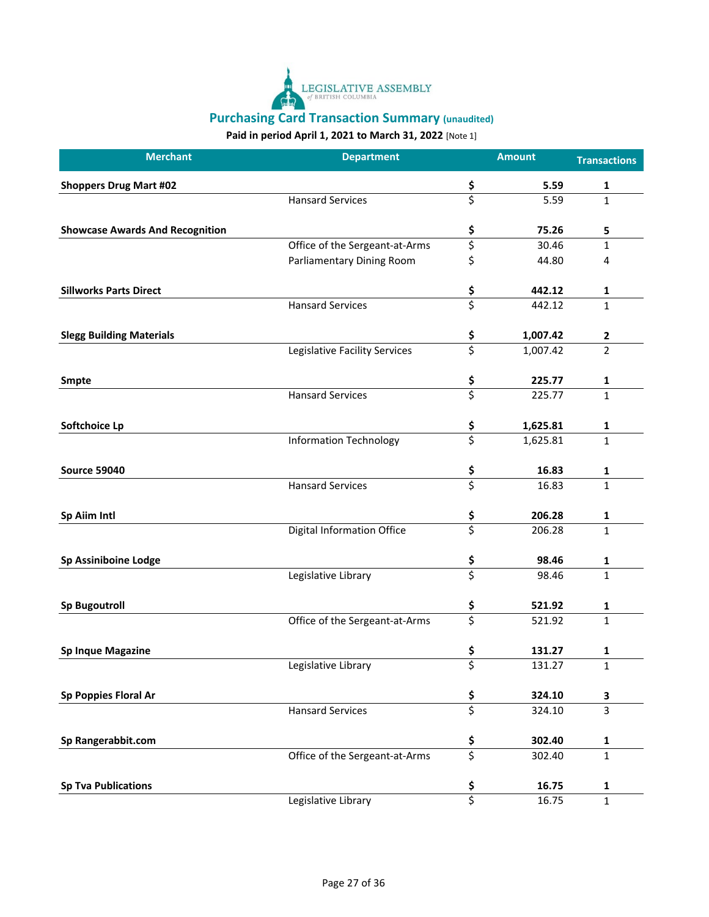LEGISLATIVE ASSEMBLY of BRITISH COLUMBIA

## Purchasing Card Transaction Summary (unaudited)

**Paid in period April 1, 2021 to March 31, 2022** [Note 1]

| Merchant | Department | Amount | Transactions |
|---|---|---|---|
| **Shoppers Drug Mart #02** | | **$ 5.59** | **1** |
| | Hansard Services | $ 5.59 | 1 |
| **Showcase Awards And Recognition** | | **$ 75.26** | **5** |
| | Office of the Sergeant-at-Arms | $ 30.46 | 1 |
| | Parliamentary Dining Room | $ 44.80 | 4 |
| **Sillworks Parts Direct** | | **$ 442.12** | **1** |
| | Hansard Services | $ 442.12 | 1 |
| **Slegg Building Materials** | | **$ 1,007.42** | **2** |
| | Legislative Facility Services | $ 1,007.42 | 2 |
| **Smpte** | | **$ 225.77** | **1** |
| | Hansard Services | $ 225.77 | 1 |
| **Softchoice Lp** | | **$ 1,625.81** | **1** |
| | Information Technology | $ 1,625.81 | 1 |
| **Source 59040** | | **$ 16.83** | **1** |
| | Hansard Services | $ 16.83 | 1 |
| **Sp Aiim Intl** | | **$ 206.28** | **1** |
| | Digital Information Office | $ 206.28 | 1 |
| **Sp Assiniboine Lodge** | | **$ 98.46** | **1** |
| | Legislative Library | $ 98.46 | 1 |
| **Sp Bugoutroll** | | **$ 521.92** | **1** |
| | Office of the Sergeant-at-Arms | $ 521.92 | 1 |
| **Sp Inque Magazine** | | **$ 131.27** | **1** |
| | Legislative Library | $ 131.27 | 1 |
| **Sp Poppies Floral Ar** | | **$ 324.10** | **3** |
| | Hansard Services | $ 324.10 | 3 |
| **Sp Rangerabbit.com** | | **$ 302.40** | **1** |
| | Office of the Sergeant-at-Arms | $ 302.40 | 1 |
| **Sp Tva Publications** | | **$ 16.75** | **1** |
| | Legislative Library | $ 16.75 | 1 |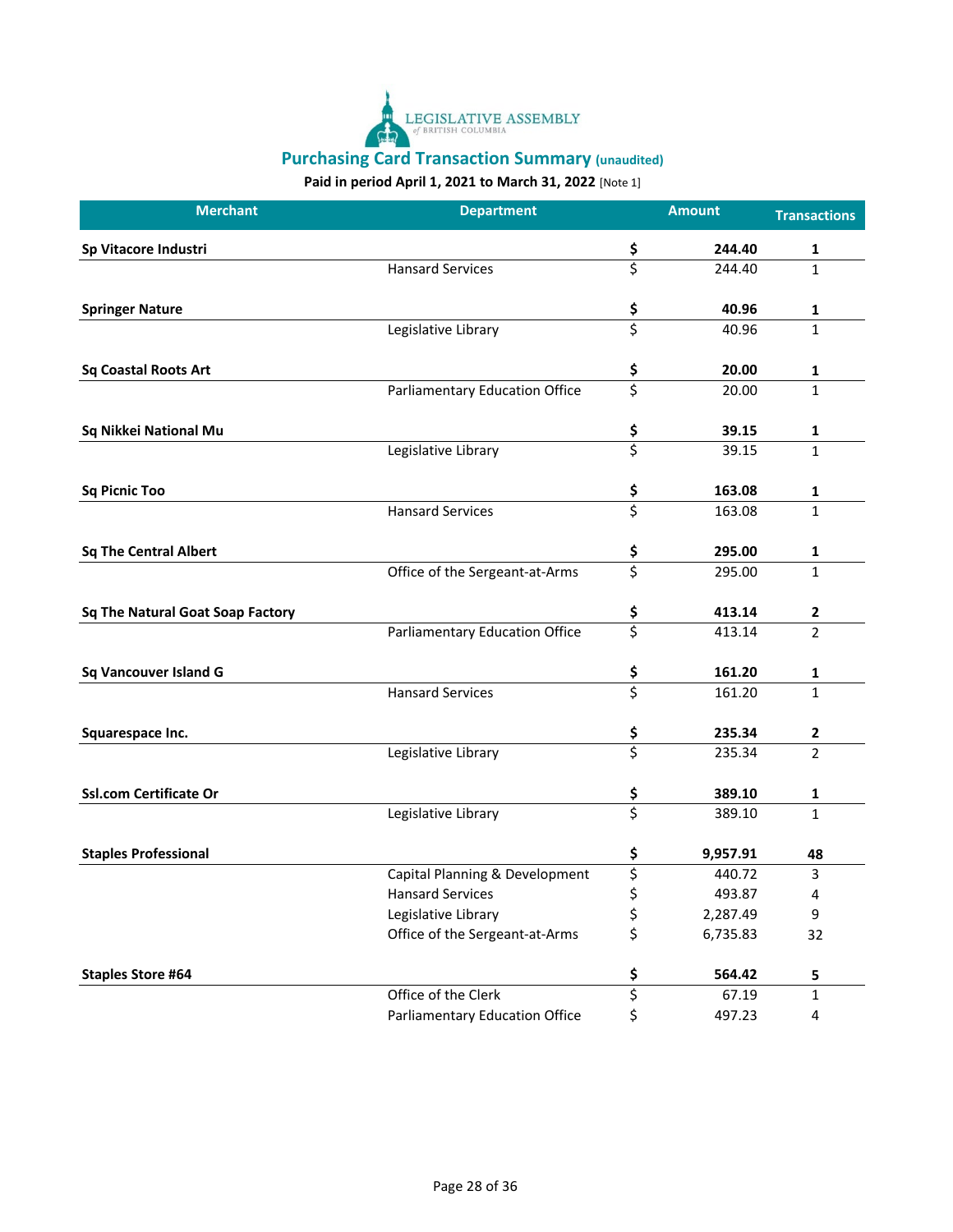LEGISLATIVE ASSEMBLY
of BRITISH COLUMBIA

## Purchasing Card Transaction Summary (unaudited)

**Paid in period April 1, 2021 to March 31, 2022** [Note 1]

| Merchant | Department | | Amount | Transactions |
|---|---|---|---|---|
| **Sp Vitacore Industri** | | **$** | **244.40** | **1** |
| | Hansard Services | $ | 244.40 | 1 |
| **Springer Nature** | | **$** | **40.96** | **1** |
| | Legislative Library | $ | 40.96 | 1 |
| **Sq Coastal Roots Art** | | **$** | **20.00** | **1** |
| | Parliamentary Education Office | $ | 20.00 | 1 |
| **Sq Nikkei National Mu** | | **$** | **39.15** | **1** |
| | Legislative Library | $ | 39.15 | 1 |
| **Sq Picnic Too** | | **$** | **163.08** | **1** |
| | Hansard Services | $ | 163.08 | 1 |
| **Sq The Central Albert** | | **$** | **295.00** | **1** |
| | Office of the Sergeant-at-Arms | $ | 295.00 | 1 |
| **Sq The Natural Goat Soap Factory** | | **$** | **413.14** | **2** |
| | Parliamentary Education Office | $ | 413.14 | 2 |
| **Sq Vancouver Island G** | | **$** | **161.20** | **1** |
| | Hansard Services | $ | 161.20 | 1 |
| **Squarespace Inc.** | | **$** | **235.34** | **2** |
| | Legislative Library | $ | 235.34 | 2 |
| **Ssl.com Certificate Or** | | **$** | **389.10** | **1** |
| | Legislative Library | $ | 389.10 | 1 |
| **Staples Professional** | | **$** | **9,957.91** | **48** |
| | Capital Planning & Development | $ | 440.72 | 3 |
| | Hansard Services | $ | 493.87 | 4 |
| | Legislative Library | $ | 2,287.49 | 9 |
| | Office of the Sergeant-at-Arms | $ | 6,735.83 | 32 |
| **Staples Store #64** | | **$** | **564.42** | **5** |
| | Office of the Clerk | $ | 67.19 | 1 |
| | Parliamentary Education Office | $ | 497.23 | 4 |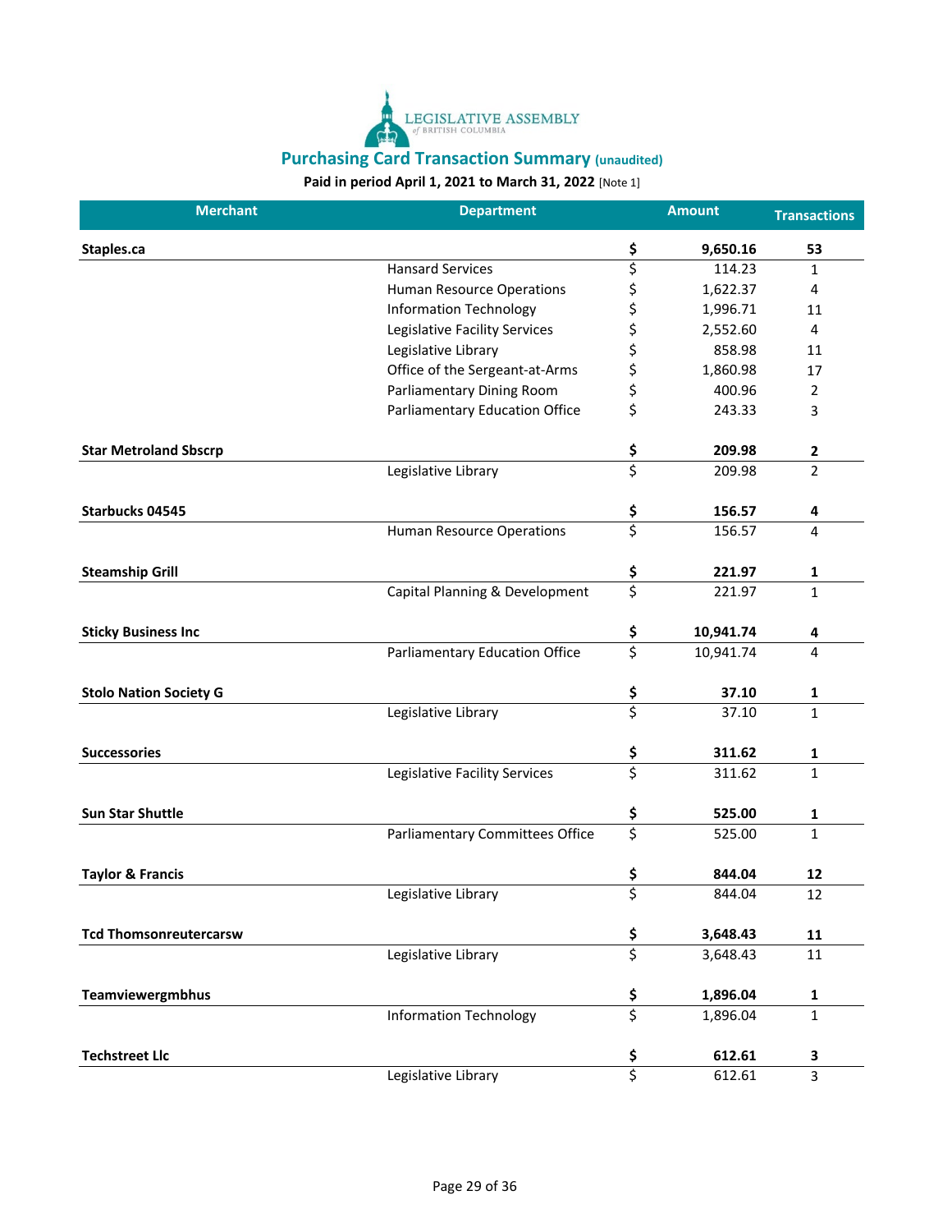LEGISLATIVE ASSEMBLY of BRITISH COLUMBIA

## Purchasing Card Transaction Summary (unaudited)

**Paid in period April 1, 2021 to March 31, 2022** [Note 1]

| Merchant | Department | | Amount | Transactions |
|---|---|---|---|---|
| **Staples.ca** | | **$** | **9,650.16** | **53** |
| | Hansard Services | $ | 114.23 | 1 |
| | Human Resource Operations | $ | 1,622.37 | 4 |
| | Information Technology | $ | 1,996.71 | 11 |
| | Legislative Facility Services | $ | 2,552.60 | 4 |
| | Legislative Library | $ | 858.98 | 11 |
| | Office of the Sergeant-at-Arms | $ | 1,860.98 | 17 |
| | Parliamentary Dining Room | $ | 400.96 | 2 |
| | Parliamentary Education Office | $ | 243.33 | 3 |
| **Star Metroland Sbscrp** | | **$** | **209.98** | **2** |
| | Legislative Library | $ | 209.98 | 2 |
| **Starbucks 04545** | | **$** | **156.57** | **4** |
| | Human Resource Operations | $ | 156.57 | 4 |
| **Steamship Grill** | | **$** | **221.97** | **1** |
| | Capital Planning & Development | $ | 221.97 | 1 |
| **Sticky Business Inc** | | **$** | **10,941.74** | **4** |
| | Parliamentary Education Office | $ | 10,941.74 | 4 |
| **Stolo Nation Society G** | | **$** | **37.10** | **1** |
| | Legislative Library | $ | 37.10 | 1 |
| **Successories** | | **$** | **311.62** | **1** |
| | Legislative Facility Services | $ | 311.62 | 1 |
| **Sun Star Shuttle** | | **$** | **525.00** | **1** |
| | Parliamentary Committees Office | $ | 525.00 | 1 |
| **Taylor & Francis** | | **$** | **844.04** | **12** |
| | Legislative Library | $ | 844.04 | 12 |
| **Tcd Thomsonreutercarsw** | | **$** | **3,648.43** | **11** |
| | Legislative Library | $ | 3,648.43 | 11 |
| **Teamviewergmbhus** | | **$** | **1,896.04** | **1** |
| | Information Technology | $ | 1,896.04 | 1 |
| **Techstreet Llc** | | **$** | **612.61** | **3** |
| | Legislative Library | $ | 612.61 | 3 |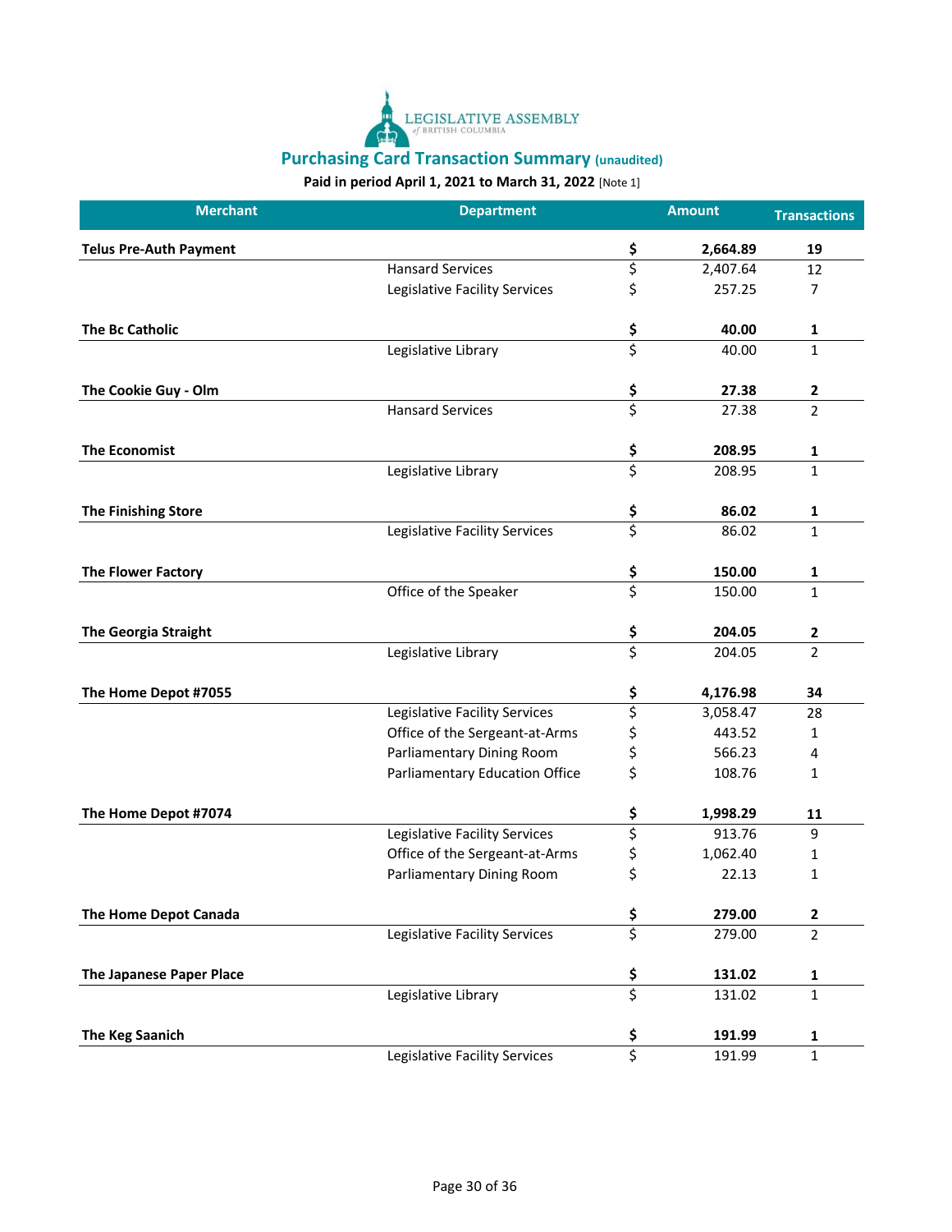LEGISLATIVE ASSEMBLY of BRITISH COLUMBIA

## Purchasing Card Transaction Summary (unaudited)

**Paid in period April 1, 2021 to March 31, 2022** [Note 1]

| Merchant | Department | | Amount | Transactions |
|---|---|---|---|---|
| **Telus Pre-Auth Payment** | | **$** | **2,664.89** | **19** |
| | Hansard Services | $ | 2,407.64 | 12 |
| | Legislative Facility Services | $ | 257.25 | 7 |
| **The Bc Catholic** | | **$** | **40.00** | **1** |
| | Legislative Library | $ | 40.00 | 1 |
| **The Cookie Guy - Olm** | | **$** | **27.38** | **2** |
| | Hansard Services | $ | 27.38 | 2 |
| **The Economist** | | **$** | **208.95** | **1** |
| | Legislative Library | $ | 208.95 | 1 |
| **The Finishing Store** | | **$** | **86.02** | **1** |
| | Legislative Facility Services | $ | 86.02 | 1 |
| **The Flower Factory** | | **$** | **150.00** | **1** |
| | Office of the Speaker | $ | 150.00 | 1 |
| **The Georgia Straight** | | **$** | **204.05** | **2** |
| | Legislative Library | $ | 204.05 | 2 |
| **The Home Depot #7055** | | **$** | **4,176.98** | **34** |
| | Legislative Facility Services | $ | 3,058.47 | 28 |
| | Office of the Sergeant-at-Arms | $ | 443.52 | 1 |
| | Parliamentary Dining Room | $ | 566.23 | 4 |
| | Parliamentary Education Office | $ | 108.76 | 1 |
| **The Home Depot #7074** | | **$** | **1,998.29** | **11** |
| | Legislative Facility Services | $ | 913.76 | 9 |
| | Office of the Sergeant-at-Arms | $ | 1,062.40 | 1 |
| | Parliamentary Dining Room | $ | 22.13 | 1 |
| **The Home Depot Canada** | | **$** | **279.00** | **2** |
| | Legislative Facility Services | $ | 279.00 | 2 |
| **The Japanese Paper Place** | | **$** | **131.02** | **1** |
| | Legislative Library | $ | 131.02 | 1 |
| **The Keg Saanich** | | **$** | **191.99** | **1** |
| | Legislative Facility Services | $ | 191.99 | 1 |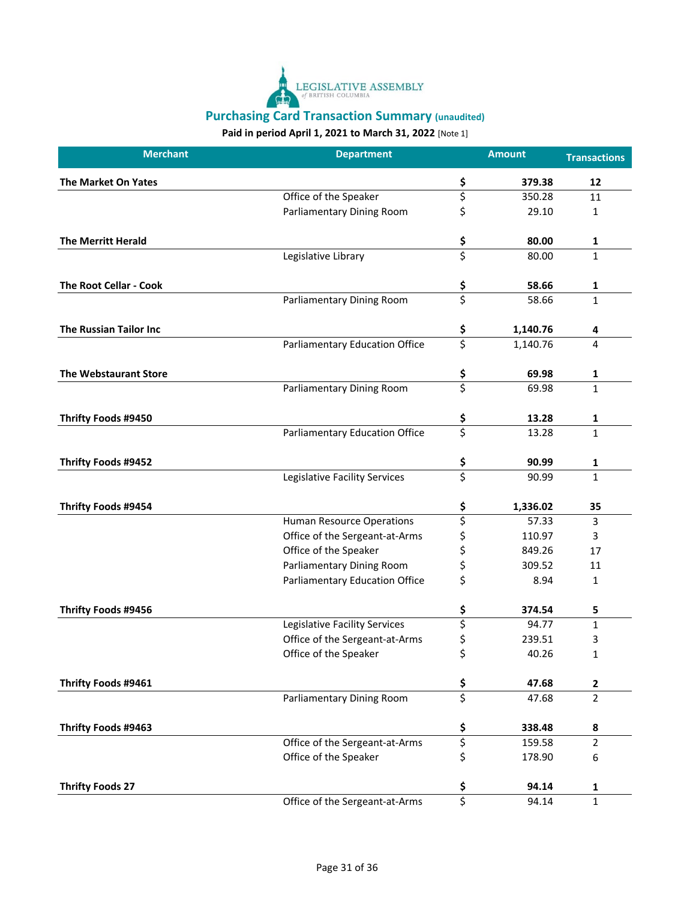LEGISLATIVE ASSEMBLY of BRITISH COLUMBIA

## Purchasing Card Transaction Summary (unaudited)

**Paid in period April 1, 2021 to March 31, 2022** [Note 1]

| Merchant | Department | | Amount | Transactions |
|---|---|---|---|---|
| **The Market On Yates** | | **$** | **379.38** | **12** |
| | Office of the Speaker | $ | 350.28 | 11 |
| | Parliamentary Dining Room | $ | 29.10 | 1 |
| **The Merritt Herald** | | **$** | **80.00** | **1** |
| | Legislative Library | $ | 80.00 | 1 |
| **The Root Cellar - Cook** | | **$** | **58.66** | **1** |
| | Parliamentary Dining Room | $ | 58.66 | 1 |
| **The Russian Tailor Inc** | | **$** | **1,140.76** | **4** |
| | Parliamentary Education Office | $ | 1,140.76 | 4 |
| **The Webstaurant Store** | | **$** | **69.98** | **1** |
| | Parliamentary Dining Room | $ | 69.98 | 1 |
| **Thrifty Foods #9450** | | **$** | **13.28** | **1** |
| | Parliamentary Education Office | $ | 13.28 | 1 |
| **Thrifty Foods #9452** | | **$** | **90.99** | **1** |
| | Legislative Facility Services | $ | 90.99 | 1 |
| **Thrifty Foods #9454** | | **$** | **1,336.02** | **35** |
| | Human Resource Operations | $ | 57.33 | 3 |
| | Office of the Sergeant-at-Arms | $ | 110.97 | 3 |
| | Office of the Speaker | $ | 849.26 | 17 |
| | Parliamentary Dining Room | $ | 309.52 | 11 |
| | Parliamentary Education Office | $ | 8.94 | 1 |
| **Thrifty Foods #9456** | | **$** | **374.54** | **5** |
| | Legislative Facility Services | $ | 94.77 | 1 |
| | Office of the Sergeant-at-Arms | $ | 239.51 | 3 |
| | Office of the Speaker | $ | 40.26 | 1 |
| **Thrifty Foods #9461** | | **$** | **47.68** | **2** |
| | Parliamentary Dining Room | $ | 47.68 | 2 |
| **Thrifty Foods #9463** | | **$** | **338.48** | **8** |
| | Office of the Sergeant-at-Arms | $ | 159.58 | 2 |
| | Office of the Speaker | $ | 178.90 | 6 |
| **Thrifty Foods 27** | | **$** | **94.14** | **1** |
| | Office of the Sergeant-at-Arms | $ | 94.14 | 1 |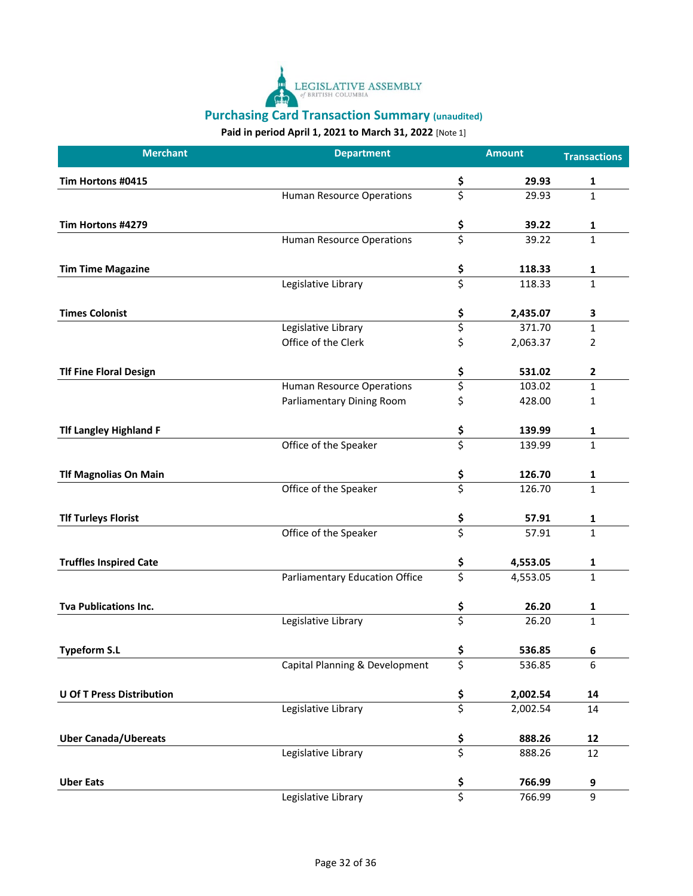LEGISLATIVE ASSEMBLY
of BRITISH COLUMBIA

# Purchasing Card Transaction Summary (unaudited)

**Paid in period April 1, 2021 to March 31, 2022** [Note 1]

| Merchant | Department | Amount | Transactions |
|---|---|---|---|
| **Tim Hortons #0415** | | **$ 29.93** | **1** |
| | Human Resource Operations | $ 29.93 | 1 |
| **Tim Hortons #4279** | | **$ 39.22** | **1** |
| | Human Resource Operations | $ 39.22 | 1 |
| **Tim Time Magazine** | | **$ 118.33** | **1** |
| | Legislative Library | $ 118.33 | 1 |
| **Times Colonist** | | **$ 2,435.07** | **3** |
| | Legislative Library | $ 371.70 | 1 |
| | Office of the Clerk | $ 2,063.37 | 2 |
| **Tlf Fine Floral Design** | | **$ 531.02** | **2** |
| | Human Resource Operations | $ 103.02 | 1 |
| | Parliamentary Dining Room | $ 428.00 | 1 |
| **Tlf Langley Highland F** | | **$ 139.99** | **1** |
| | Office of the Speaker | $ 139.99 | 1 |
| **Tlf Magnolias On Main** | | **$ 126.70** | **1** |
| | Office of the Speaker | $ 126.70 | 1 |
| **Tlf Turleys Florist** | | **$ 57.91** | **1** |
| | Office of the Speaker | $ 57.91 | 1 |
| **Truffles Inspired Cate** | | **$ 4,553.05** | **1** |
| | Parliamentary Education Office | $ 4,553.05 | 1 |
| **Tva Publications Inc.** | | **$ 26.20** | **1** |
| | Legislative Library | $ 26.20 | 1 |
| **Typeform S.L** | | **$ 536.85** | **6** |
| | Capital Planning & Development | $ 536.85 | 6 |
| **U Of T Press Distribution** | | **$ 2,002.54** | **14** |
| | Legislative Library | $ 2,002.54 | 14 |
| **Uber Canada/Ubereats** | | **$ 888.26** | **12** |
| | Legislative Library | $ 888.26 | 12 |
| **Uber Eats** | | **$ 766.99** | **9** |
| | Legislative Library | $ 766.99 | 9 |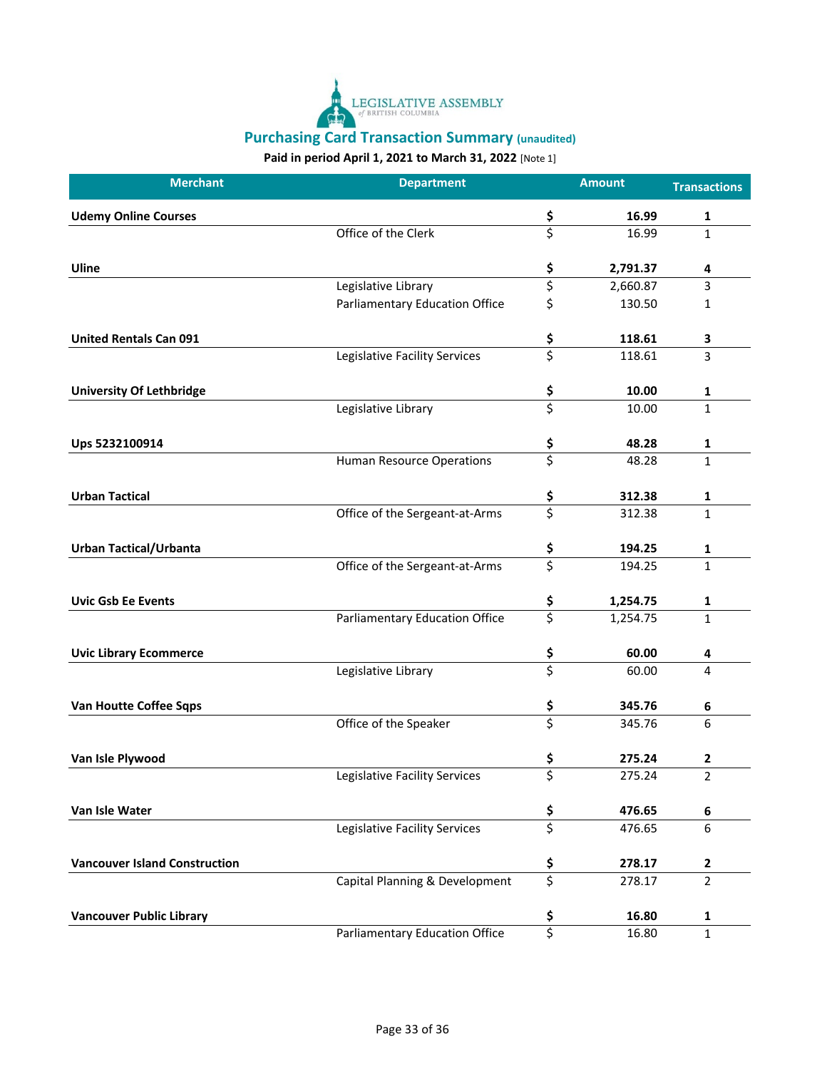LEGISLATIVE ASSEMBLY of BRITISH COLUMBIA

## Purchasing Card Transaction Summary (unaudited)

**Paid in period April 1, 2021 to March 31, 2022** [Note 1]

| Merchant | Department | | Amount | Transactions |
|---|---|---|---|---|
| **Udemy Online Courses** | | **$** | **16.99** | **1** |
| | Office of the Clerk | $ | 16.99 | 1 |
| **Uline** | | **$** | **2,791.37** | **4** |
| | Legislative Library | $ | 2,660.87 | 3 |
| | Parliamentary Education Office | $ | 130.50 | 1 |
| **United Rentals Can 091** | | **$** | **118.61** | **3** |
| | Legislative Facility Services | $ | 118.61 | 3 |
| **University Of Lethbridge** | | **$** | **10.00** | **1** |
| | Legislative Library | $ | 10.00 | 1 |
| **Ups 5232100914** | | **$** | **48.28** | **1** |
| | Human Resource Operations | $ | 48.28 | 1 |
| **Urban Tactical** | | **$** | **312.38** | **1** |
| | Office of the Sergeant-at-Arms | $ | 312.38 | 1 |
| **Urban Tactical/Urbanta** | | **$** | **194.25** | **1** |
| | Office of the Sergeant-at-Arms | $ | 194.25 | 1 |
| **Uvic Gsb Ee Events** | | **$** | **1,254.75** | **1** |
| | Parliamentary Education Office | $ | 1,254.75 | 1 |
| **Uvic Library Ecommerce** | | **$** | **60.00** | **4** |
| | Legislative Library | $ | 60.00 | 4 |
| **Van Houtte Coffee Sqps** | | **$** | **345.76** | **6** |
| | Office of the Speaker | $ | 345.76 | 6 |
| **Van Isle Plywood** | | **$** | **275.24** | **2** |
| | Legislative Facility Services | $ | 275.24 | 2 |
| **Van Isle Water** | | **$** | **476.65** | **6** |
| | Legislative Facility Services | $ | 476.65 | 6 |
| **Vancouver Island Construction** | | **$** | **278.17** | **2** |
| | Capital Planning & Development | $ | 278.17 | 2 |
| **Vancouver Public Library** | | **$** | **16.80** | **1** |
| | Parliamentary Education Office | $ | 16.80 | 1 |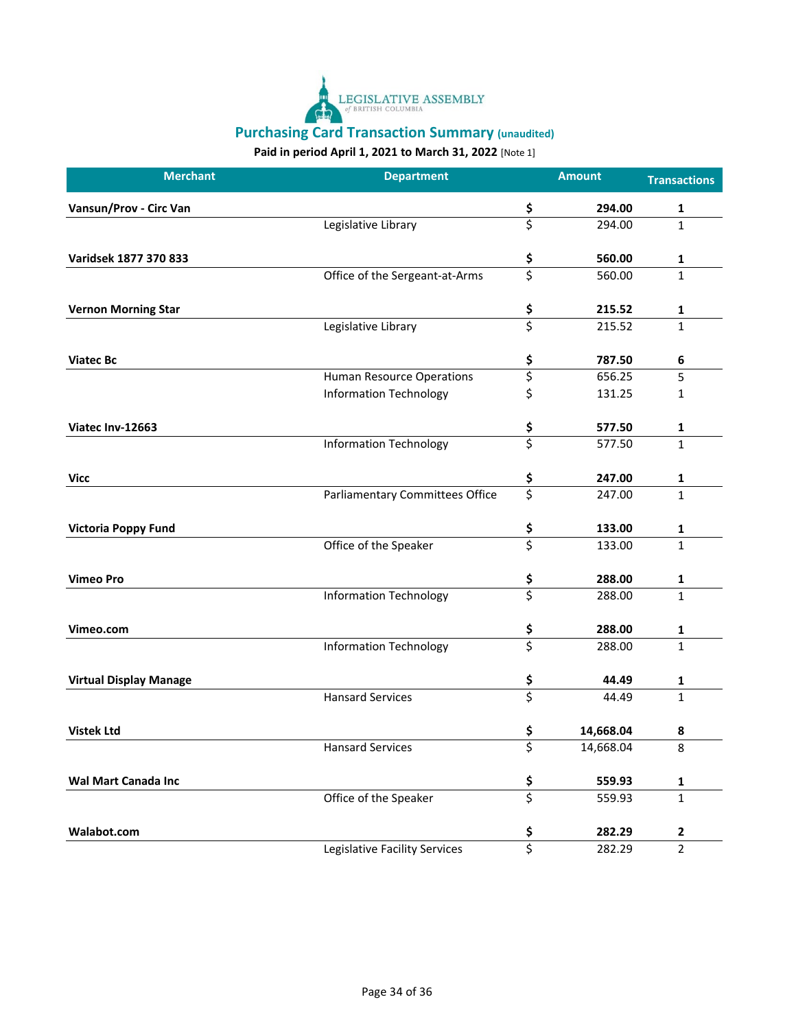LEGISLATIVE ASSEMBLY of BRITISH COLUMBIA

## Purchasing Card Transaction Summary (unaudited)

**Paid in period April 1, 2021 to March 31, 2022** [Note 1]

| Merchant | Department | | Amount | Transactions |
|---|---|---|---|---|
| **Vansun/Prov - Circ Van** | | **$** | **294.00** | **1** |
| | Legislative Library | $ | 294.00 | 1 |
| **Varidsek 1877 370 833** | | **$** | **560.00** | **1** |
| | Office of the Sergeant-at-Arms | $ | 560.00 | 1 |
| **Vernon Morning Star** | | **$** | **215.52** | **1** |
| | Legislative Library | $ | 215.52 | 1 |
| **Viatec Bc** | | **$** | **787.50** | **6** |
| | Human Resource Operations | $ | 656.25 | 5 |
| | Information Technology | $ | 131.25 | 1 |
| **Viatec Inv-12663** | | **$** | **577.50** | **1** |
| | Information Technology | $ | 577.50 | 1 |
| **Vicc** | | **$** | **247.00** | **1** |
| | Parliamentary Committees Office | $ | 247.00 | 1 |
| **Victoria Poppy Fund** | | **$** | **133.00** | **1** |
| | Office of the Speaker | $ | 133.00 | 1 |
| **Vimeo Pro** | | **$** | **288.00** | **1** |
| | Information Technology | $ | 288.00 | 1 |
| **Vimeo.com** | | **$** | **288.00** | **1** |
| | Information Technology | $ | 288.00 | 1 |
| **Virtual Display Manage** | | **$** | **44.49** | **1** |
| | Hansard Services | $ | 44.49 | 1 |
| **Vistek Ltd** | | **$** | **14,668.04** | **8** |
| | Hansard Services | $ | 14,668.04 | 8 |
| **Wal Mart Canada Inc** | | **$** | **559.93** | **1** |
| | Office of the Speaker | $ | 559.93 | 1 |
| **Walabot.com** | | **$** | **282.29** | **2** |
| | Legislative Facility Services | $ | 282.29 | 2 |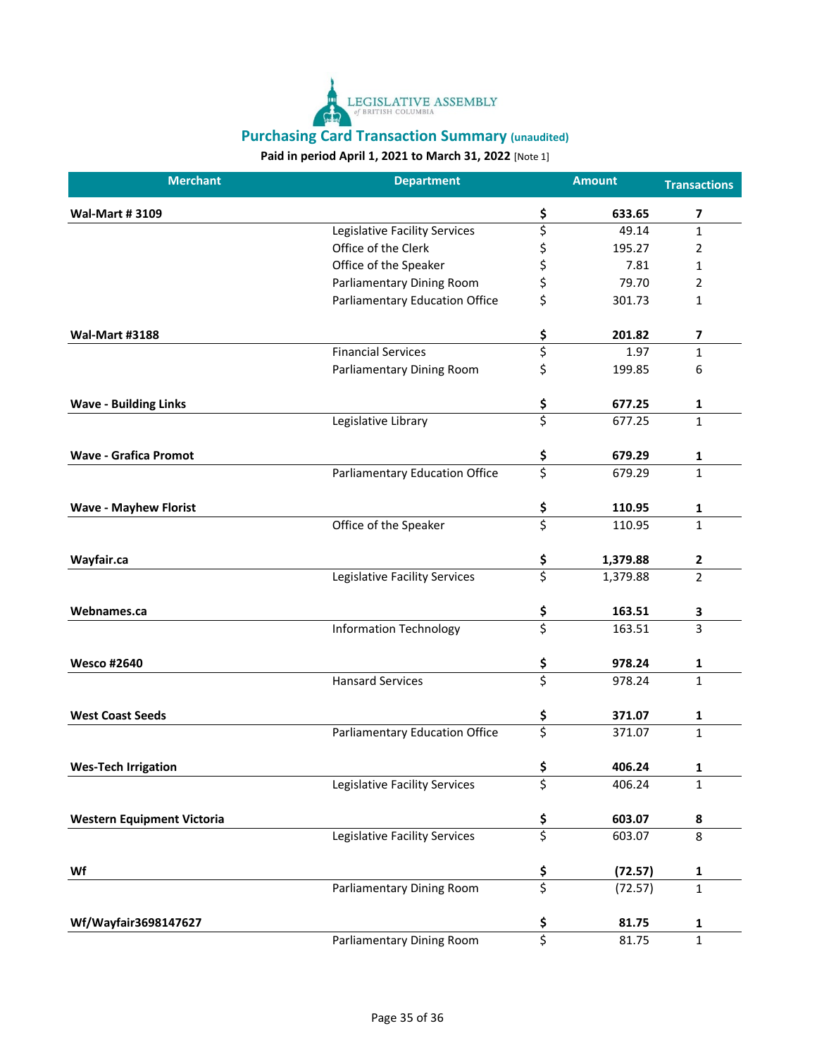LEGISLATIVE ASSEMBLY of BRITISH COLUMBIA

## Purchasing Card Transaction Summary (unaudited)

**Paid in period April 1, 2021 to March 31, 2022** [Note 1]

| Merchant | Department | | Amount | Transactions |
|---|---|---|---|---|
| **Wal-Mart # 3109** | | **$** | **633.65** | **7** |
| | Legislative Facility Services | $ | 49.14 | 1 |
| | Office of the Clerk | $ | 195.27 | 2 |
| | Office of the Speaker | $ | 7.81 | 1 |
| | Parliamentary Dining Room | $ | 79.70 | 2 |
| | Parliamentary Education Office | $ | 301.73 | 1 |
| **Wal-Mart #3188** | | **$** | **201.82** | **7** |
| | Financial Services | $ | 1.97 | 1 |
| | Parliamentary Dining Room | $ | 199.85 | 6 |
| **Wave - Building Links** | | **$** | **677.25** | **1** |
| | Legislative Library | $ | 677.25 | 1 |
| **Wave - Grafica Promot** | | **$** | **679.29** | **1** |
| | Parliamentary Education Office | $ | 679.29 | 1 |
| **Wave - Mayhew Florist** | | **$** | **110.95** | **1** |
| | Office of the Speaker | $ | 110.95 | 1 |
| **Wayfair.ca** | | **$** | **1,379.88** | **2** |
| | Legislative Facility Services | $ | 1,379.88 | 2 |
| **Webnames.ca** | | **$** | **163.51** | **3** |
| | Information Technology | $ | 163.51 | 3 |
| **Wesco #2640** | | **$** | **978.24** | **1** |
| | Hansard Services | $ | 978.24 | 1 |
| **West Coast Seeds** | | **$** | **371.07** | **1** |
| | Parliamentary Education Office | $ | 371.07 | 1 |
| **Wes-Tech Irrigation** | | **$** | **406.24** | **1** |
| | Legislative Facility Services | $ | 406.24 | 1 |
| **Western Equipment Victoria** | | **$** | **603.07** | **8** |
| | Legislative Facility Services | $ | 603.07 | 8 |
| **Wf** | | **$** | **(72.57)** | **1** |
| | Parliamentary Dining Room | $ | (72.57) | 1 |
| **Wf/Wayfair3698147627** | | **$** | **81.75** | **1** |
| | Parliamentary Dining Room | $ | 81.75 | 1 |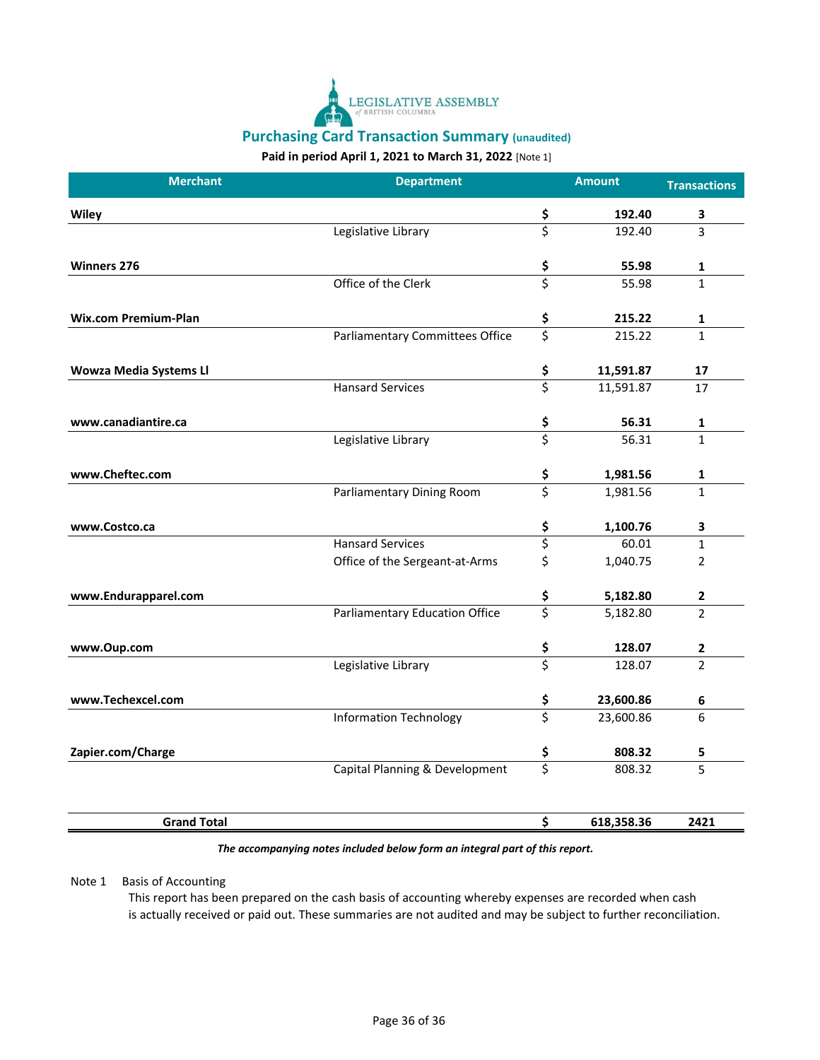LEGISLATIVE ASSEMBLY of BRITISH COLUMBIA

## Purchasing Card Transaction Summary (unaudited)

**Paid in period April 1, 2021 to March 31, 2022** [Note 1]

| Merchant | Department | | Amount | Transactions |
|---|---|---|---|---|
| **Wiley** | | **$** | **192.40** | **3** |
| | Legislative Library | $ | 192.40 | 3 |
| **Winners 276** | | **$** | **55.98** | **1** |
| | Office of the Clerk | $ | 55.98 | 1 |
| **Wix.com Premium-Plan** | | **$** | **215.22** | **1** |
| | Parliamentary Committees Office | $ | 215.22 | 1 |
| **Wowza Media Systems Ll** | | **$** | **11,591.87** | **17** |
| | Hansard Services | $ | 11,591.87 | 17 |
| **www.canadiantire.ca** | | **$** | **56.31** | **1** |
| | Legislative Library | $ | 56.31 | 1 |
| **www.Cheftec.com** | | **$** | **1,981.56** | **1** |
| | Parliamentary Dining Room | $ | 1,981.56 | 1 |
| **www.Costco.ca** | | **$** | **1,100.76** | **3** |
| | Hansard Services | $ | 60.01 | 1 |
| | Office of the Sergeant-at-Arms | $ | 1,040.75 | 2 |
| **www.Endurapparel.com** | | **$** | **5,182.80** | **2** |
| | Parliamentary Education Office | $ | 5,182.80 | 2 |
| **www.Oup.com** | | **$** | **128.07** | **2** |
| | Legislative Library | $ | 128.07 | 2 |
| **www.Techexcel.com** | | **$** | **23,600.86** | **6** |
| | Information Technology | $ | 23,600.86 | 6 |
| **Zapier.com/Charge** | | **$** | **808.32** | **5** |
| | Capital Planning & Development | $ | 808.32 | 5 |
| **Grand Total** | | **$** | **618,358.36** | **2421** |

***The accompanying notes included below form an integral part of this report.***

Note 1 Basis of Accounting

This report has been prepared on the cash basis of accounting whereby expenses are recorded when cash is actually received or paid out. These summaries are not audited and may be subject to further reconciliation.